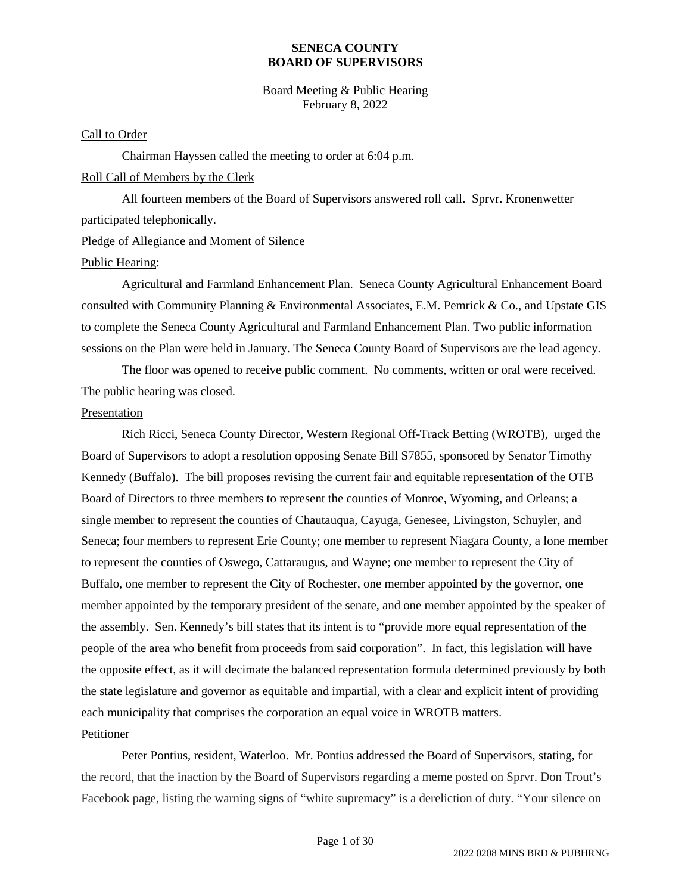**SENECA COUNTY**
**BOARD OF SUPERVISORS**

Board Meeting & Public Hearing
February 8, 2022

Call to Order

Chairman Hayssen called the meeting to order at 6:04 p.m.

Roll Call of Members by the Clerk

All fourteen members of the Board of Supervisors answered roll call. Sprvr. Kronenwetter participated telephonically.

Pledge of Allegiance and Moment of Silence

Public Hearing:

Agricultural and Farmland Enhancement Plan. Seneca County Agricultural Enhancement Board consulted with Community Planning & Environmental Associates, E.M. Pemrick & Co., and Upstate GIS to complete the Seneca County Agricultural and Farmland Enhancement Plan. Two public information sessions on the Plan were held in January. The Seneca County Board of Supervisors are the lead agency.

The floor was opened to receive public comment. No comments, written or oral were received. The public hearing was closed.

Presentation

Rich Ricci, Seneca County Director, Western Regional Off-Track Betting (WROTB), urged the Board of Supervisors to adopt a resolution opposing Senate Bill S7855, sponsored by Senator Timothy Kennedy (Buffalo). The bill proposes revising the current fair and equitable representation of the OTB Board of Directors to three members to represent the counties of Monroe, Wyoming, and Orleans; a single member to represent the counties of Chautauqua, Cayuga, Genesee, Livingston, Schuyler, and Seneca; four members to represent Erie County; one member to represent Niagara County, a lone member to represent the counties of Oswego, Cattaraugus, and Wayne; one member to represent the City of Buffalo, one member to represent the City of Rochester, one member appointed by the governor, one member appointed by the temporary president of the senate, and one member appointed by the speaker of the assembly. Sen. Kennedy's bill states that its intent is to "provide more equal representation of the people of the area who benefit from proceeds from said corporation". In fact, this legislation will have the opposite effect, as it will decimate the balanced representation formula determined previously by both the state legislature and governor as equitable and impartial, with a clear and explicit intent of providing each municipality that comprises the corporation an equal voice in WROTB matters.

Petitioner

Peter Pontius, resident, Waterloo. Mr. Pontius addressed the Board of Supervisors, stating, for the record, that the inaction by the Board of Supervisors regarding a meme posted on Sprvr. Don Trout's Facebook page, listing the warning signs of "white supremacy" is a dereliction of duty. "Your silence on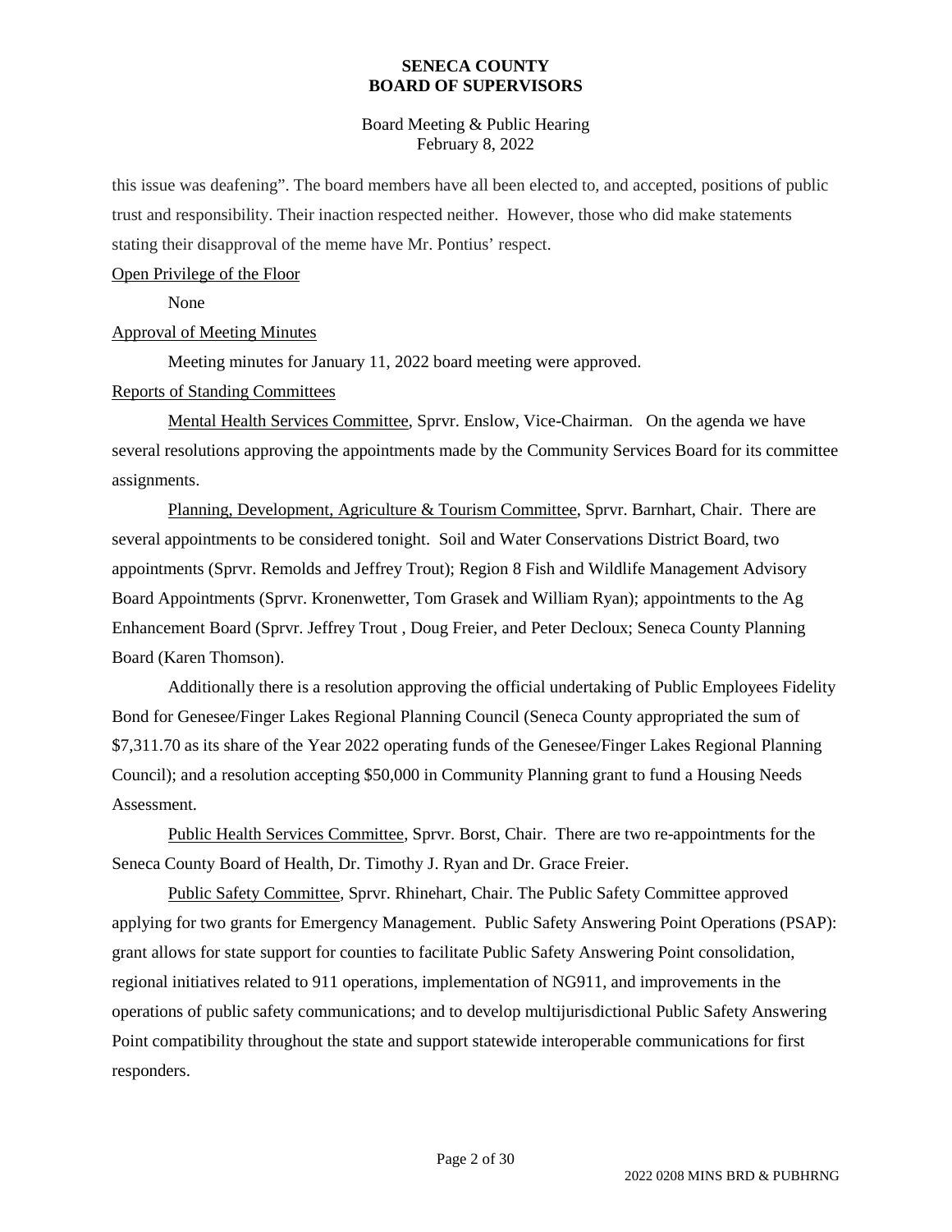this issue was deafening". The board members have all been elected to, and accepted, positions of public trust and responsibility. Their inaction respected neither. However, those who did make statements stating their disapproval of the meme have Mr. Pontius' respect.

<u>Open Privilege of the Floor</u>

None

<u>Approval of Meeting Minutes</u>

Meeting minutes for January 11, 2022 board meeting were approved.

<u>Reports of Standing Committees</u>

<u>Mental Health Services Committee</u>, Sprvr. Enslow, Vice-Chairman. On the agenda we have several resolutions approving the appointments made by the Community Services Board for its committee assignments.

<u>Planning, Development, Agriculture & Tourism Committee</u>, Sprvr. Barnhart, Chair. There are several appointments to be considered tonight. Soil and Water Conservations District Board, two appointments (Sprvr. Remolds and Jeffrey Trout); Region 8 Fish and Wildlife Management Advisory Board Appointments (Sprvr. Kronenwetter, Tom Grasek and William Ryan); appointments to the Ag Enhancement Board (Sprvr. Jeffrey Trout , Doug Freier, and Peter Decloux; Seneca County Planning Board (Karen Thomson).

Additionally there is a resolution approving the official undertaking of Public Employees Fidelity Bond for Genesee/Finger Lakes Regional Planning Council (Seneca County appropriated the sum of $7,311.70 as its share of the Year 2022 operating funds of the Genesee/Finger Lakes Regional Planning Council); and a resolution accepting $50,000 in Community Planning grant to fund a Housing Needs Assessment.

<u>Public Health Services Committee</u>, Sprvr. Borst, Chair. There are two re-appointments for the Seneca County Board of Health, Dr. Timothy J. Ryan and Dr. Grace Freier.

<u>Public Safety Committee</u>, Sprvr. Rhinehart, Chair. The Public Safety Committee approved applying for two grants for Emergency Management. Public Safety Answering Point Operations (PSAP): grant allows for state support for counties to facilitate Public Safety Answering Point consolidation, regional initiatives related to 911 operations, implementation of NG911, and improvements in the operations of public safety communications; and to develop multijurisdictional Public Safety Answering Point compatibility throughout the state and support statewide interoperable communications for first responders.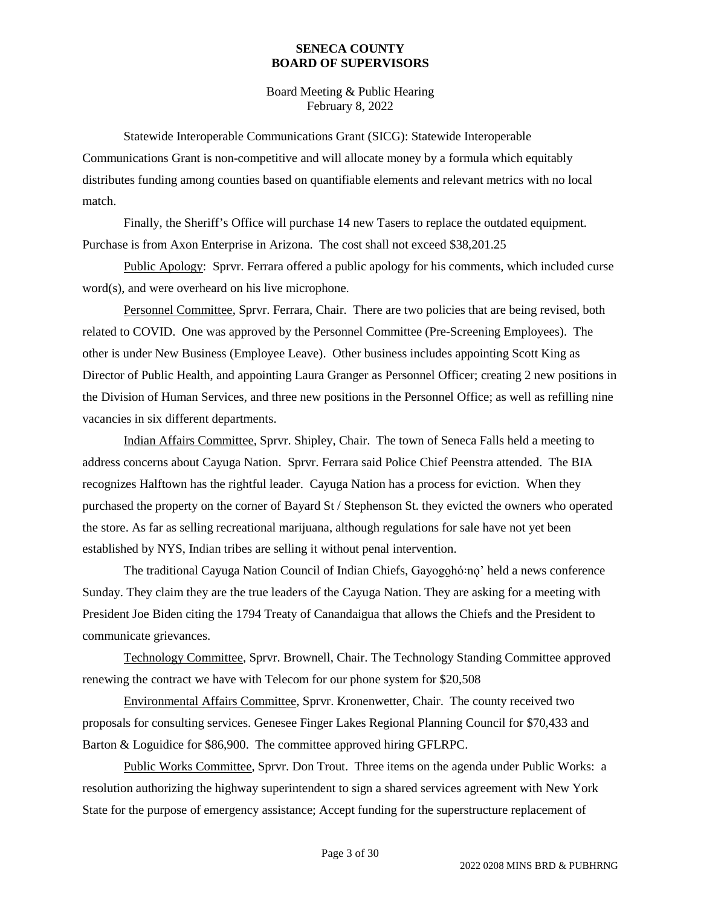Statewide Interoperable Communications Grant (SICG): Statewide Interoperable Communications Grant is non-competitive and will allocate money by a formula which equitably distributes funding among counties based on quantifiable elements and relevant metrics with no local match.

Finally, the Sheriff's Office will purchase 14 new Tasers to replace the outdated equipment. Purchase is from Axon Enterprise in Arizona. The cost shall not exceed $38,201.25

Public Apology: Sprvr. Ferrara offered a public apology for his comments, which included curse word(s), and were overheard on his live microphone.

Personnel Committee, Sprvr. Ferrara, Chair. There are two policies that are being revised, both related to COVID. One was approved by the Personnel Committee (Pre-Screening Employees). The other is under New Business (Employee Leave). Other business includes appointing Scott King as Director of Public Health, and appointing Laura Granger as Personnel Officer; creating 2 new positions in the Division of Human Services, and three new positions in the Personnel Office; as well as refilling nine vacancies in six different departments.

Indian Affairs Committee, Sprvr. Shipley, Chair. The town of Seneca Falls held a meeting to address concerns about Cayuga Nation. Sprvr. Ferrara said Police Chief Peenstra attended. The BIA recognizes Halftown has the rightful leader. Cayuga Nation has a process for eviction. When they purchased the property on the corner of Bayard St / Stephenson St. they evicted the owners who operated the store. As far as selling recreational marijuana, although regulations for sale have not yet been established by NYS, Indian tribes are selling it without penal intervention.

The traditional Cayuga Nation Council of Indian Chiefs, Gayogo̱hó:nǫ' held a news conference Sunday. They claim they are the true leaders of the Cayuga Nation. They are asking for a meeting with President Joe Biden citing the 1794 Treaty of Canandaigua that allows the Chiefs and the President to communicate grievances.

Technology Committee, Sprvr. Brownell, Chair. The Technology Standing Committee approved renewing the contract we have with Telecom for our phone system for $20,508

Environmental Affairs Committee, Sprvr. Kronenwetter, Chair. The county received two proposals for consulting services. Genesee Finger Lakes Regional Planning Council for $70,433 and Barton & Loguidice for $86,900. The committee approved hiring GFLRPC.

Public Works Committee, Sprvr. Don Trout. Three items on the agenda under Public Works: a resolution authorizing the highway superintendent to sign a shared services agreement with New York State for the purpose of emergency assistance; Accept funding for the superstructure replacement of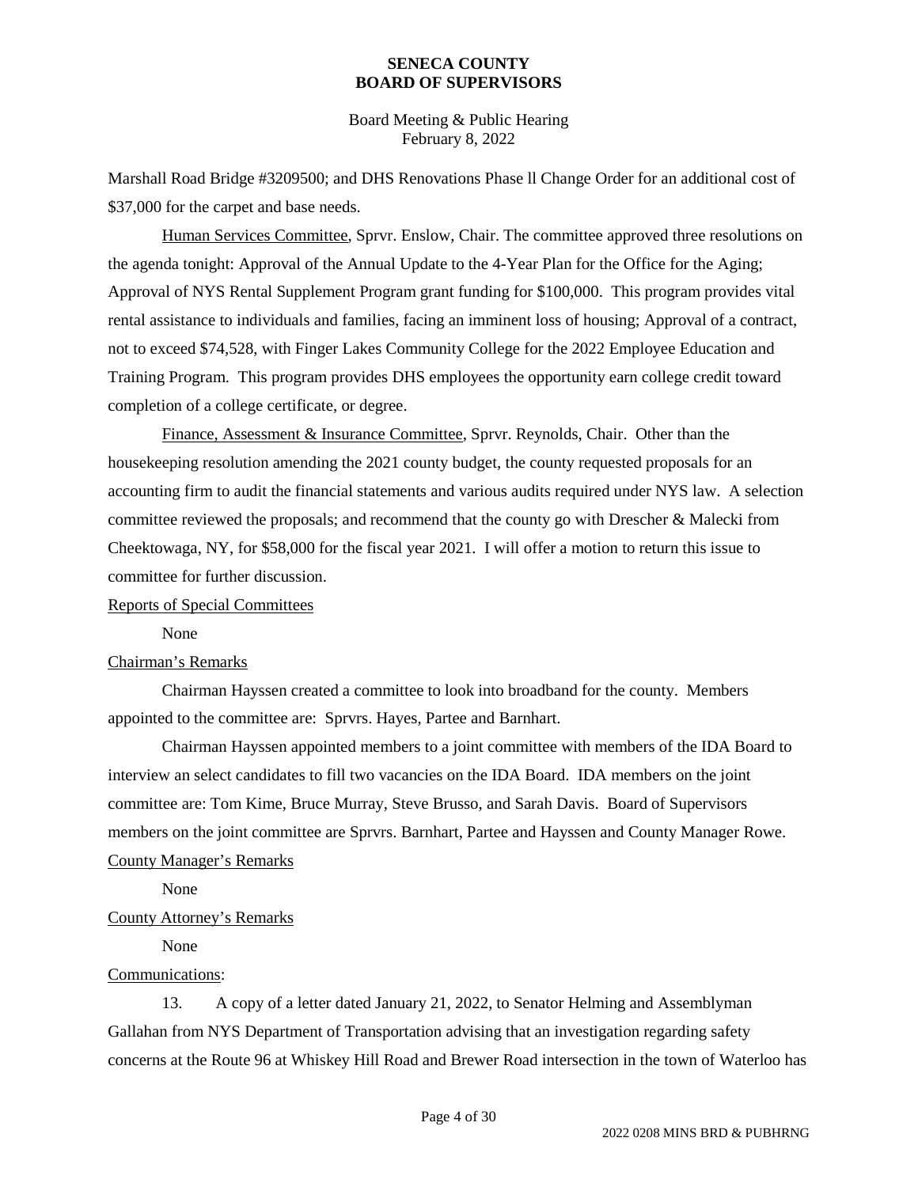Marshall Road Bridge #3209500; and DHS Renovations Phase ll Change Order for an additional cost of $37,000 for the carpet and base needs.

Human Services Committee, Sprvr. Enslow, Chair. The committee approved three resolutions on the agenda tonight: Approval of the Annual Update to the 4-Year Plan for the Office for the Aging; Approval of NYS Rental Supplement Program grant funding for $100,000. This program provides vital rental assistance to individuals and families, facing an imminent loss of housing; Approval of a contract, not to exceed $74,528, with Finger Lakes Community College for the 2022 Employee Education and Training Program. This program provides DHS employees the opportunity earn college credit toward completion of a college certificate, or degree.

Finance, Assessment & Insurance Committee, Sprvr. Reynolds, Chair. Other than the housekeeping resolution amending the 2021 county budget, the county requested proposals for an accounting firm to audit the financial statements and various audits required under NYS law. A selection committee reviewed the proposals; and recommend that the county go with Drescher & Malecki from Cheektowaga, NY, for $58,000 for the fiscal year 2021. I will offer a motion to return this issue to committee for further discussion.

Reports of Special Committees

None

Chairman's Remarks

Chairman Hayssen created a committee to look into broadband for the county. Members appointed to the committee are: Sprvrs. Hayes, Partee and Barnhart.

Chairman Hayssen appointed members to a joint committee with members of the IDA Board to interview an select candidates to fill two vacancies on the IDA Board. IDA members on the joint committee are: Tom Kime, Bruce Murray, Steve Brusso, and Sarah Davis. Board of Supervisors members on the joint committee are Sprvrs. Barnhart, Partee and Hayssen and County Manager Rowe.

County Manager's Remarks

None

County Attorney's Remarks

None

Communications:

13. A copy of a letter dated January 21, 2022, to Senator Helming and Assemblyman Gallahan from NYS Department of Transportation advising that an investigation regarding safety concerns at the Route 96 at Whiskey Hill Road and Brewer Road intersection in the town of Waterloo has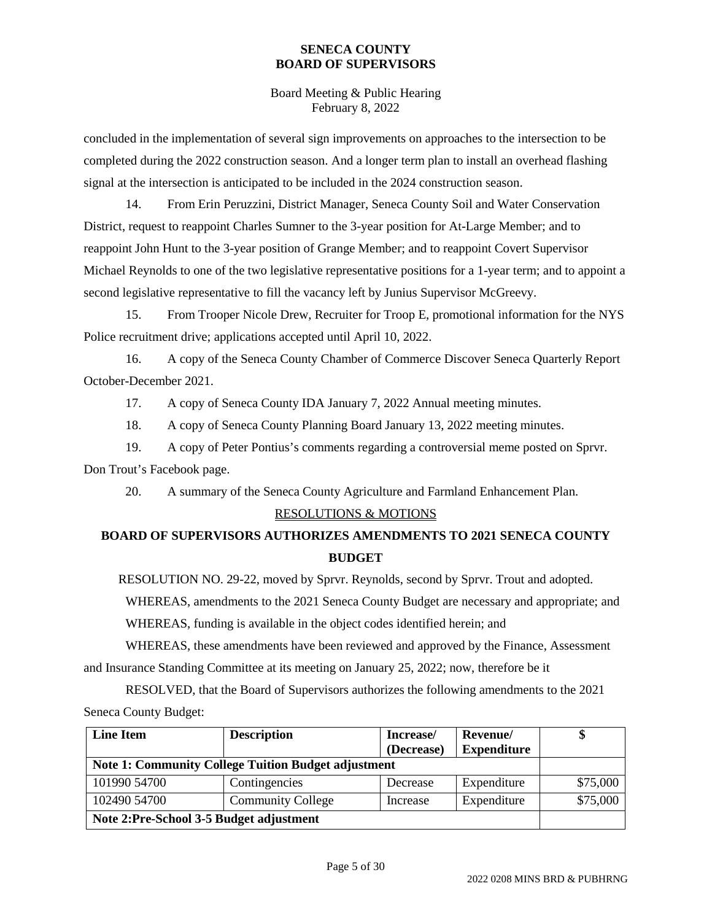concluded in the implementation of several sign improvements on approaches to the intersection to be completed during the 2022 construction season. And a longer term plan to install an overhead flashing signal at the intersection is anticipated to be included in the 2024 construction season.

14. From Erin Peruzzini, District Manager, Seneca County Soil and Water Conservation District, request to reappoint Charles Sumner to the 3-year position for At-Large Member; and to reappoint John Hunt to the 3-year position of Grange Member; and to reappoint Covert Supervisor Michael Reynolds to one of the two legislative representative positions for a 1-year term; and to appoint a second legislative representative to fill the vacancy left by Junius Supervisor McGreevy.

15. From Trooper Nicole Drew, Recruiter for Troop E, promotional information for the NYS Police recruitment drive; applications accepted until April 10, 2022.

16. A copy of the Seneca County Chamber of Commerce Discover Seneca Quarterly Report October-December 2021.

17. A copy of Seneca County IDA January 7, 2022 Annual meeting minutes.

18. A copy of Seneca County Planning Board January 13, 2022 meeting minutes.

19. A copy of Peter Pontius's comments regarding a controversial meme posted on Sprvr. Don Trout's Facebook page.

20. A summary of the Seneca County Agriculture and Farmland Enhancement Plan.

RESOLUTIONS & MOTIONS

## BOARD OF SUPERVISORS AUTHORIZES AMENDMENTS TO 2021 SENECA COUNTY BUDGET

RESOLUTION NO. 29-22, moved by Sprvr. Reynolds, second by Sprvr. Trout and adopted.

WHEREAS, amendments to the 2021 Seneca County Budget are necessary and appropriate; and

WHEREAS, funding is available in the object codes identified herein; and

WHEREAS, these amendments have been reviewed and approved by the Finance, Assessment and Insurance Standing Committee at its meeting on January 25, 2022; now, therefore be it

RESOLVED, that the Board of Supervisors authorizes the following amendments to the 2021 Seneca County Budget:

| Line Item | Description | Increase/ (Decrease) | Revenue/ Expenditure | $ |
|---|---|---|---|---|
| **Note 1: Community College Tuition Budget adjustment** | | | | |
| 101990 54700 | Contingencies | Decrease | Expenditure | $75,000 |
| 102490 54700 | Community College | Increase | Expenditure | $75,000 |
| **Note 2:Pre-School 3-5 Budget adjustment** | | | | |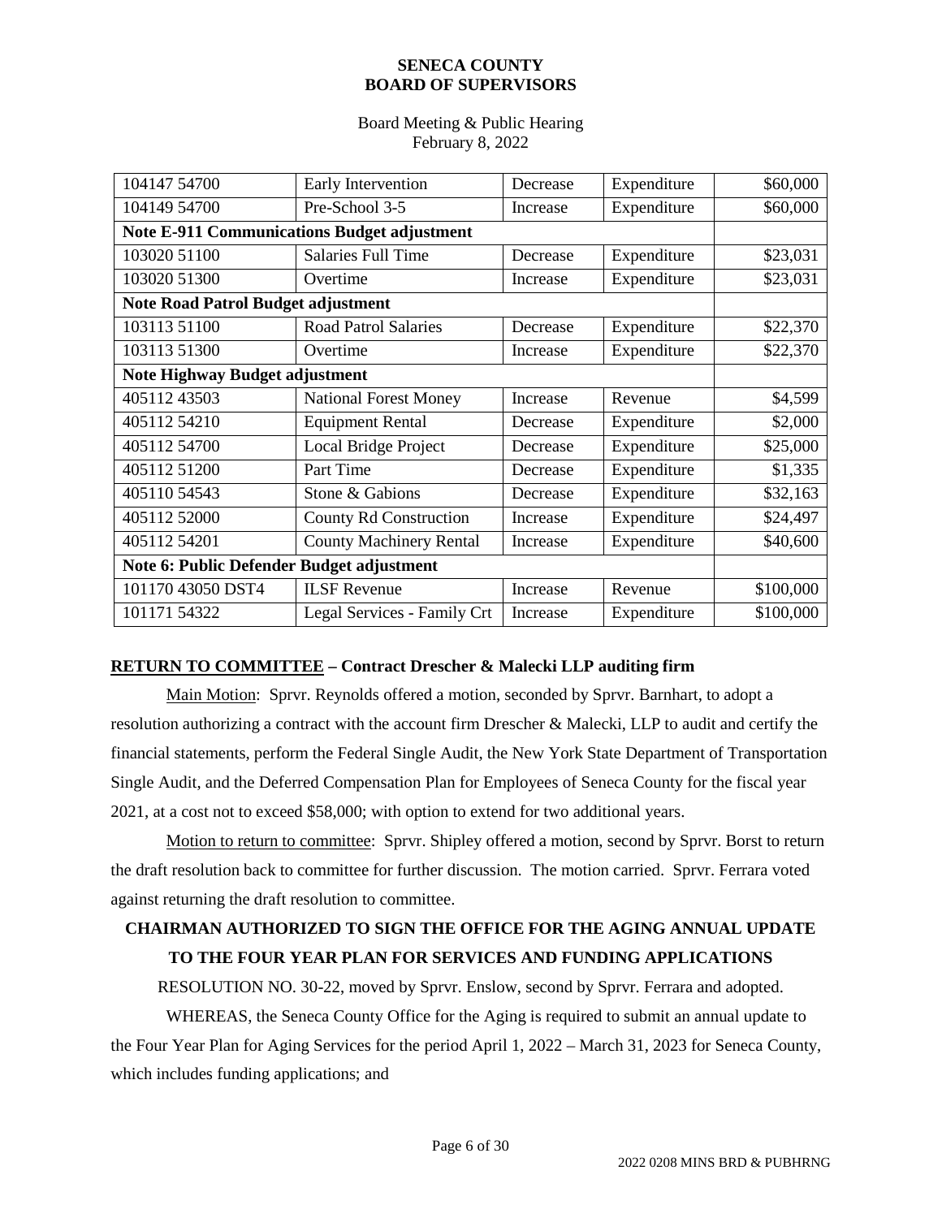**SENECA COUNTY**
**BOARD OF SUPERVISORS**

Board Meeting & Public Hearing
February 8, 2022

| | | | | |
|---|---|---|---|---|
| 104147 54700 | Early Intervention | Decrease | Expenditure | \$60,000 |
| 104149 54700 | Pre-School 3-5 | Increase | Expenditure | \$60,000 |
| **Note E-911 Communications Budget adjustment** | | | | |
| 103020 51100 | Salaries Full Time | Decrease | Expenditure | \$23,031 |
| 103020 51300 | Overtime | Increase | Expenditure | \$23,031 |
| **Note Road Patrol Budget adjustment** | | | | |
| 103113 51100 | Road Patrol Salaries | Decrease | Expenditure | \$22,370 |
| 103113 51300 | Overtime | Increase | Expenditure | \$22,370 |
| **Note Highway Budget adjustment** | | | | |
| 405112 43503 | National Forest Money | Increase | Revenue | \$4,599 |
| 405112 54210 | Equipment Rental | Decrease | Expenditure | \$2,000 |
| 405112 54700 | Local Bridge Project | Decrease | Expenditure | \$25,000 |
| 405112 51200 | Part Time | Decrease | Expenditure | \$1,335 |
| 405110 54543 | Stone & Gabions | Decrease | Expenditure | \$32,163 |
| 405112 52000 | County Rd Construction | Increase | Expenditure | \$24,497 |
| 405112 54201 | County Machinery Rental | Increase | Expenditure | \$40,600 |
| **Note 6: Public Defender Budget adjustment** | | | | |
| 101170 43050 DST4 | ILSF Revenue | Increase | Revenue | \$100,000 |
| 101171 54322 | Legal Services - Family Crt | Increase | Expenditure | \$100,000 |

**RETURN TO COMMITTEE – Contract Drescher & Malecki LLP auditing firm**

Main Motion: Sprvr. Reynolds offered a motion, seconded by Sprvr. Barnhart, to adopt a resolution authorizing a contract with the account firm Drescher & Malecki, LLP to audit and certify the financial statements, perform the Federal Single Audit, the New York State Department of Transportation Single Audit, and the Deferred Compensation Plan for Employees of Seneca County for the fiscal year 2021, at a cost not to exceed \$58,000; with option to extend for two additional years.

Motion to return to committee: Sprvr. Shipley offered a motion, second by Sprvr. Borst to return the draft resolution back to committee for further discussion. The motion carried. Sprvr. Ferrara voted against returning the draft resolution to committee.

**CHAIRMAN AUTHORIZED TO SIGN THE OFFICE FOR THE AGING ANNUAL UPDATE TO THE FOUR YEAR PLAN FOR SERVICES AND FUNDING APPLICATIONS**

RESOLUTION NO. 30-22, moved by Sprvr. Enslow, second by Sprvr. Ferrara and adopted.

WHEREAS, the Seneca County Office for the Aging is required to submit an annual update to the Four Year Plan for Aging Services for the period April 1, 2022 – March 31, 2023 for Seneca County, which includes funding applications; and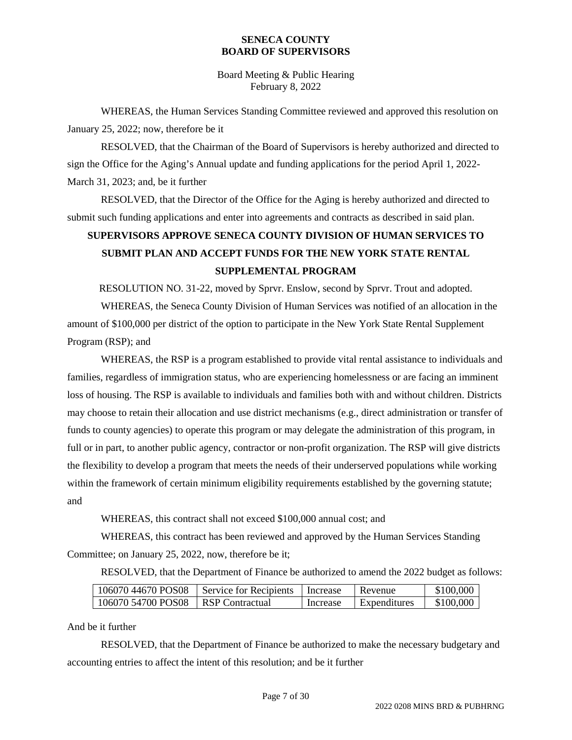WHEREAS, the Human Services Standing Committee reviewed and approved this resolution on January 25, 2022; now, therefore be it

RESOLVED, that the Chairman of the Board of Supervisors is hereby authorized and directed to sign the Office for the Aging's Annual update and funding applications for the period April 1, 2022-March 31, 2023; and, be it further

RESOLVED, that the Director of the Office for the Aging is hereby authorized and directed to submit such funding applications and enter into agreements and contracts as described in said plan.

## SUPERVISORS APPROVE SENECA COUNTY DIVISION OF HUMAN SERVICES TO SUBMIT PLAN AND ACCEPT FUNDS FOR THE NEW YORK STATE RENTAL SUPPLEMENTAL PROGRAM

RESOLUTION NO. 31-22, moved by Sprvr. Enslow, second by Sprvr. Trout and adopted.

WHEREAS, the Seneca County Division of Human Services was notified of an allocation in the amount of $100,000 per district of the option to participate in the New York State Rental Supplement Program (RSP); and

WHEREAS, the RSP is a program established to provide vital rental assistance to individuals and families, regardless of immigration status, who are experiencing homelessness or are facing an imminent loss of housing. The RSP is available to individuals and families both with and without children. Districts may choose to retain their allocation and use district mechanisms (e.g., direct administration or transfer of funds to county agencies) to operate this program or may delegate the administration of this program, in full or in part, to another public agency, contractor or non-profit organization. The RSP will give districts the flexibility to develop a program that meets the needs of their underserved populations while working within the framework of certain minimum eligibility requirements established by the governing statute; and

WHEREAS, this contract shall not exceed $100,000 annual cost; and

WHEREAS, this contract has been reviewed and approved by the Human Services Standing Committee; on January 25, 2022, now, therefore be it;

RESOLVED, that the Department of Finance be authorized to amend the 2022 budget as follows:

| | | | | |
|---|---|---|---|---|
| 106070 44670 POS08 | Service for Recipients | Increase | Revenue | $100,000 |
| 106070 54700 POS08 | RSP Contractual | Increase | Expenditures | $100,000 |

And be it further

RESOLVED, that the Department of Finance be authorized to make the necessary budgetary and accounting entries to affect the intent of this resolution; and be it further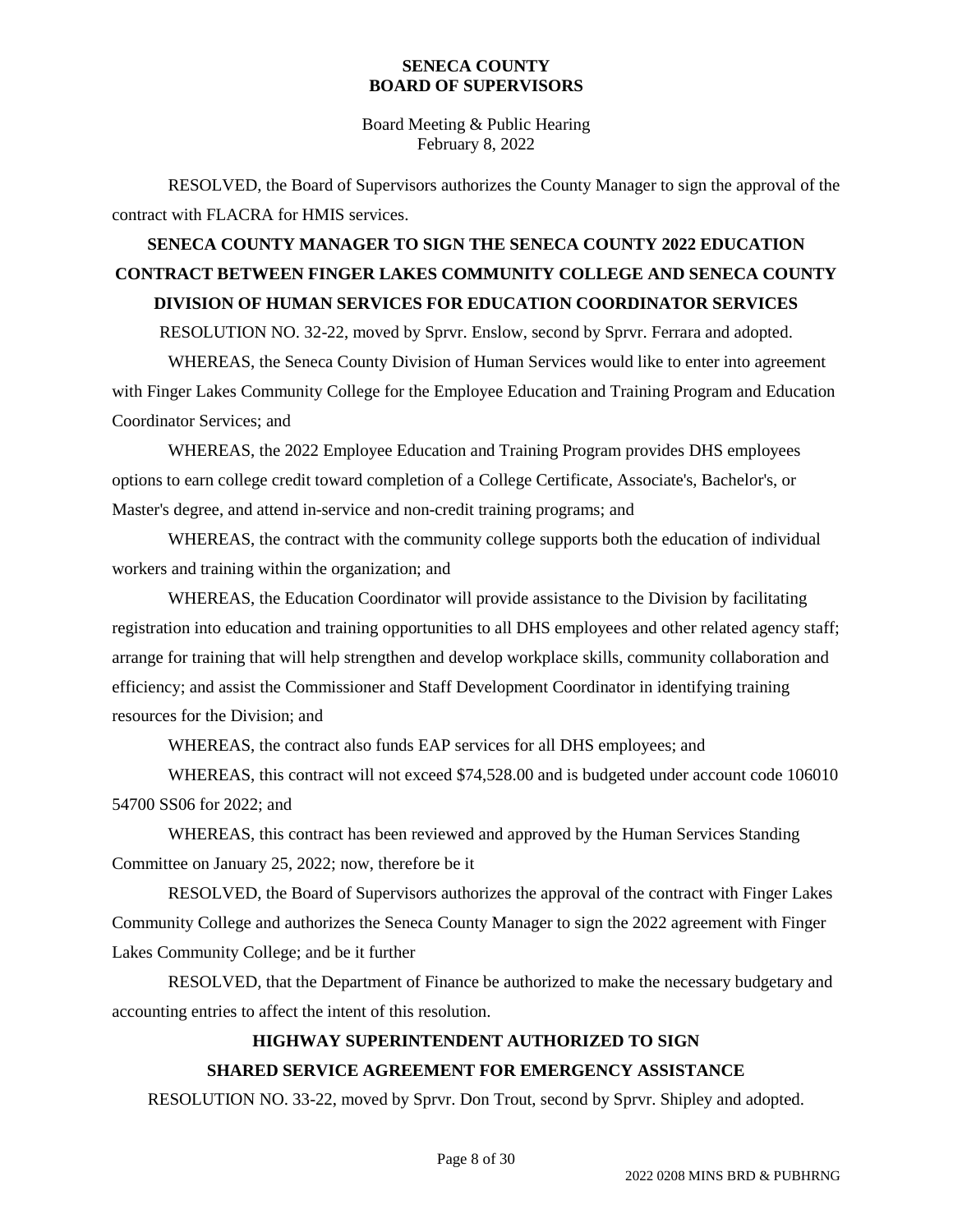RESOLVED, the Board of Supervisors authorizes the County Manager to sign the approval of the contract with FLACRA for HMIS services.

## SENECA COUNTY MANAGER TO SIGN THE SENECA COUNTY 2022 EDUCATION CONTRACT BETWEEN FINGER LAKES COMMUNITY COLLEGE AND SENECA COUNTY DIVISION OF HUMAN SERVICES FOR EDUCATION COORDINATOR SERVICES

RESOLUTION NO. 32-22, moved by Sprvr. Enslow, second by Sprvr. Ferrara and adopted.

WHEREAS, the Seneca County Division of Human Services would like to enter into agreement with Finger Lakes Community College for the Employee Education and Training Program and Education Coordinator Services; and

WHEREAS, the 2022 Employee Education and Training Program provides DHS employees options to earn college credit toward completion of a College Certificate, Associate's, Bachelor's, or Master's degree, and attend in-service and non-credit training programs; and

WHEREAS, the contract with the community college supports both the education of individual workers and training within the organization; and

WHEREAS, the Education Coordinator will provide assistance to the Division by facilitating registration into education and training opportunities to all DHS employees and other related agency staff; arrange for training that will help strengthen and develop workplace skills, community collaboration and efficiency; and assist the Commissioner and Staff Development Coordinator in identifying training resources for the Division; and

WHEREAS, the contract also funds EAP services for all DHS employees; and

WHEREAS, this contract will not exceed $74,528.00 and is budgeted under account code 106010 54700 SS06 for 2022; and

WHEREAS, this contract has been reviewed and approved by the Human Services Standing Committee on January 25, 2022; now, therefore be it

RESOLVED, the Board of Supervisors authorizes the approval of the contract with Finger Lakes Community College and authorizes the Seneca County Manager to sign the 2022 agreement with Finger Lakes Community College; and be it further

RESOLVED, that the Department of Finance be authorized to make the necessary budgetary and accounting entries to affect the intent of this resolution.

## HIGHWAY SUPERINTENDENT AUTHORIZED TO SIGN SHARED SERVICE AGREEMENT FOR EMERGENCY ASSISTANCE

RESOLUTION NO. 33-22, moved by Sprvr. Don Trout, second by Sprvr. Shipley and adopted.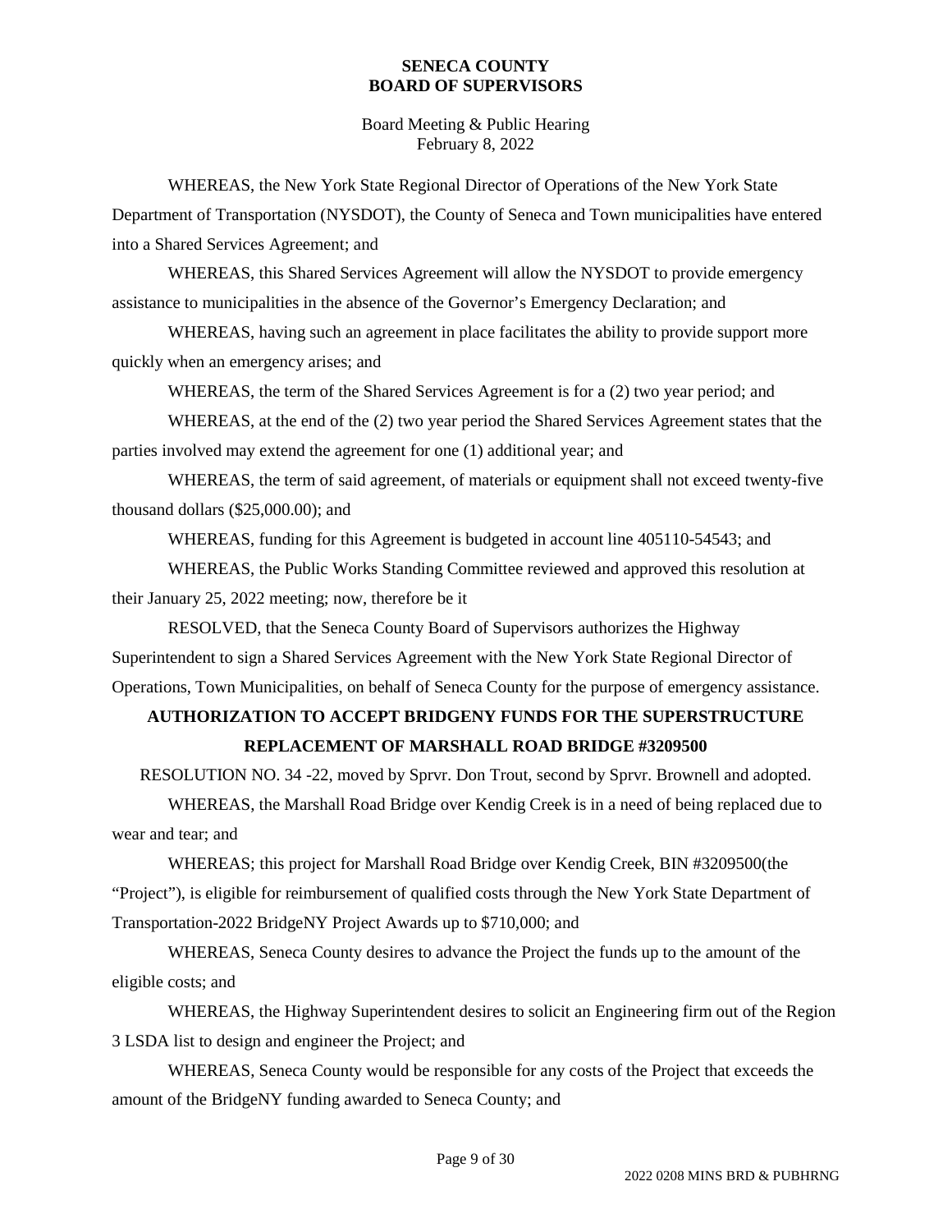WHEREAS, the New York State Regional Director of Operations of the New York State Department of Transportation (NYSDOT), the County of Seneca and Town municipalities have entered into a Shared Services Agreement; and

WHEREAS, this Shared Services Agreement will allow the NYSDOT to provide emergency assistance to municipalities in the absence of the Governor's Emergency Declaration; and

WHEREAS, having such an agreement in place facilitates the ability to provide support more quickly when an emergency arises; and

WHEREAS, the term of the Shared Services Agreement is for a (2) two year period; and

WHEREAS, at the end of the (2) two year period the Shared Services Agreement states that the parties involved may extend the agreement for one (1) additional year; and

WHEREAS, the term of said agreement, of materials or equipment shall not exceed twenty-five thousand dollars ($25,000.00); and

WHEREAS, funding for this Agreement is budgeted in account line 405110-54543; and

WHEREAS, the Public Works Standing Committee reviewed and approved this resolution at their January 25, 2022 meeting; now, therefore be it

RESOLVED, that the Seneca County Board of Supervisors authorizes the Highway Superintendent to sign a Shared Services Agreement with the New York State Regional Director of Operations, Town Municipalities, on behalf of Seneca County for the purpose of emergency assistance.

## AUTHORIZATION TO ACCEPT BRIDGENY FUNDS FOR THE SUPERSTRUCTURE REPLACEMENT OF MARSHALL ROAD BRIDGE #3209500

RESOLUTION NO. 34 -22, moved by Sprvr. Don Trout, second by Sprvr. Brownell and adopted.

WHEREAS, the Marshall Road Bridge over Kendig Creek is in a need of being replaced due to wear and tear; and

WHEREAS; this project for Marshall Road Bridge over Kendig Creek, BIN #3209500(the "Project"), is eligible for reimbursement of qualified costs through the New York State Department of Transportation-2022 BridgeNY Project Awards up to $710,000; and

WHEREAS, Seneca County desires to advance the Project the funds up to the amount of the eligible costs; and

WHEREAS, the Highway Superintendent desires to solicit an Engineering firm out of the Region 3 LSDA list to design and engineer the Project; and

WHEREAS, Seneca County would be responsible for any costs of the Project that exceeds the amount of the BridgeNY funding awarded to Seneca County; and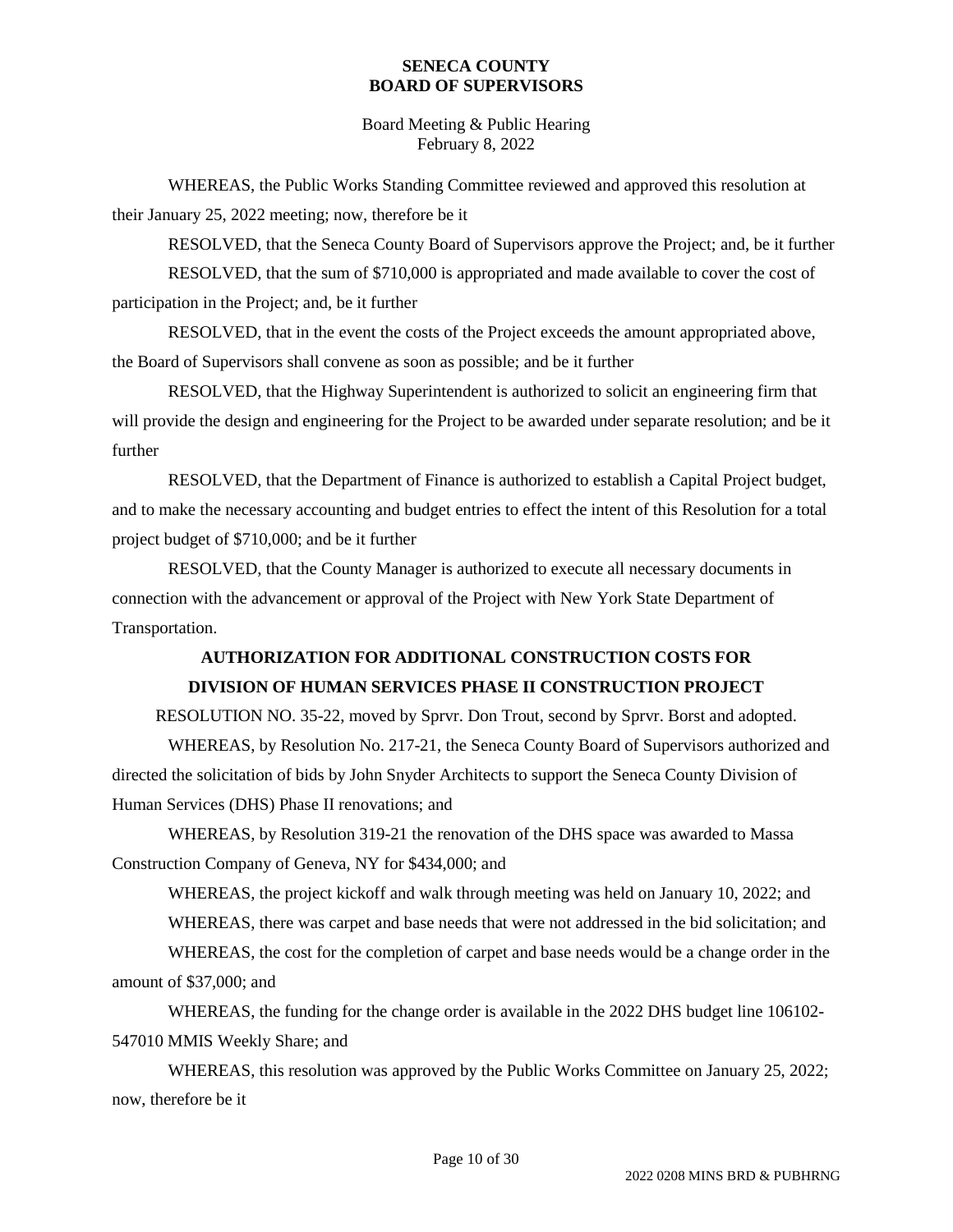WHEREAS, the Public Works Standing Committee reviewed and approved this resolution at their January 25, 2022 meeting; now, therefore be it

RESOLVED, that the Seneca County Board of Supervisors approve the Project; and, be it further

RESOLVED, that the sum of $710,000 is appropriated and made available to cover the cost of participation in the Project; and, be it further

RESOLVED, that in the event the costs of the Project exceeds the amount appropriated above, the Board of Supervisors shall convene as soon as possible; and be it further

RESOLVED, that the Highway Superintendent is authorized to solicit an engineering firm that will provide the design and engineering for the Project to be awarded under separate resolution; and be it further

RESOLVED, that the Department of Finance is authorized to establish a Capital Project budget, and to make the necessary accounting and budget entries to effect the intent of this Resolution for a total project budget of $710,000; and be it further

RESOLVED, that the County Manager is authorized to execute all necessary documents in connection with the advancement or approval of the Project with New York State Department of Transportation.

## AUTHORIZATION FOR ADDITIONAL CONSTRUCTION COSTS FOR DIVISION OF HUMAN SERVICES PHASE II CONSTRUCTION PROJECT

RESOLUTION NO. 35-22, moved by Sprvr. Don Trout, second by Sprvr. Borst and adopted.

WHEREAS, by Resolution No. 217-21, the Seneca County Board of Supervisors authorized and directed the solicitation of bids by John Snyder Architects to support the Seneca County Division of Human Services (DHS) Phase II renovations; and

WHEREAS, by Resolution 319-21 the renovation of the DHS space was awarded to Massa Construction Company of Geneva, NY for $434,000; and

WHEREAS, the project kickoff and walk through meeting was held on January 10, 2022; and

WHEREAS, there was carpet and base needs that were not addressed in the bid solicitation; and

WHEREAS, the cost for the completion of carpet and base needs would be a change order in the amount of $37,000; and

WHEREAS, the funding for the change order is available in the 2022 DHS budget line 106102-547010 MMIS Weekly Share; and

WHEREAS, this resolution was approved by the Public Works Committee on January 25, 2022; now, therefore be it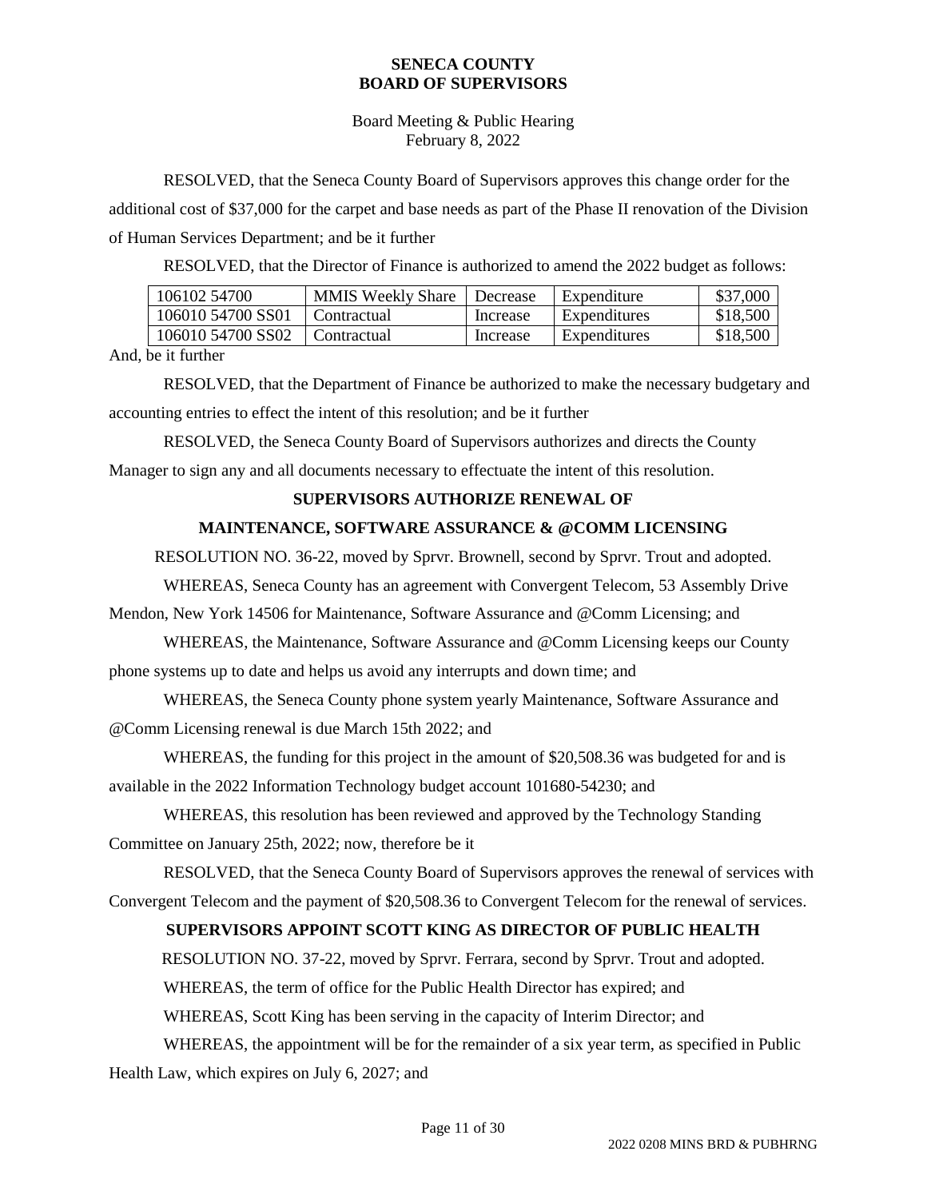RESOLVED, that the Seneca County Board of Supervisors approves this change order for the additional cost of $37,000 for the carpet and base needs as part of the Phase II renovation of the Division of Human Services Department; and be it further

RESOLVED, that the Director of Finance is authorized to amend the 2022 budget as follows:

| | | | | |
|---|---|---|---|---|
| 106102 54700 | MMIS Weekly Share | Decrease | Expenditure | $37,000 |
| 106010 54700 SS01 | Contractual | Increase | Expenditures | $18,500 |
| 106010 54700 SS02 | Contractual | Increase | Expenditures | $18,500 |

And, be it further

RESOLVED, that the Department of Finance be authorized to make the necessary budgetary and accounting entries to effect the intent of this resolution; and be it further

RESOLVED, the Seneca County Board of Supervisors authorizes and directs the County Manager to sign any and all documents necessary to effectuate the intent of this resolution.

**SUPERVISORS AUTHORIZE RENEWAL OF**

**MAINTENANCE, SOFTWARE ASSURANCE & @COMM LICENSING**

RESOLUTION NO. 36-22, moved by Sprvr. Brownell, second by Sprvr. Trout and adopted.

WHEREAS, Seneca County has an agreement with Convergent Telecom, 53 Assembly Drive Mendon, New York 14506 for Maintenance, Software Assurance and @Comm Licensing; and

WHEREAS, the Maintenance, Software Assurance and @Comm Licensing keeps our County phone systems up to date and helps us avoid any interrupts and down time; and

WHEREAS, the Seneca County phone system yearly Maintenance, Software Assurance and @Comm Licensing renewal is due March 15th 2022; and

WHEREAS, the funding for this project in the amount of $20,508.36 was budgeted for and is available in the 2022 Information Technology budget account 101680-54230; and

WHEREAS, this resolution has been reviewed and approved by the Technology Standing Committee on January 25th, 2022; now, therefore be it

RESOLVED, that the Seneca County Board of Supervisors approves the renewal of services with Convergent Telecom and the payment of $20,508.36 to Convergent Telecom for the renewal of services.

**SUPERVISORS APPOINT SCOTT KING AS DIRECTOR OF PUBLIC HEALTH**

RESOLUTION NO. 37-22, moved by Sprvr. Ferrara, second by Sprvr. Trout and adopted.

WHEREAS, the term of office for the Public Health Director has expired; and

WHEREAS, Scott King has been serving in the capacity of Interim Director; and

WHEREAS, the appointment will be for the remainder of a six year term, as specified in Public Health Law, which expires on July 6, 2027; and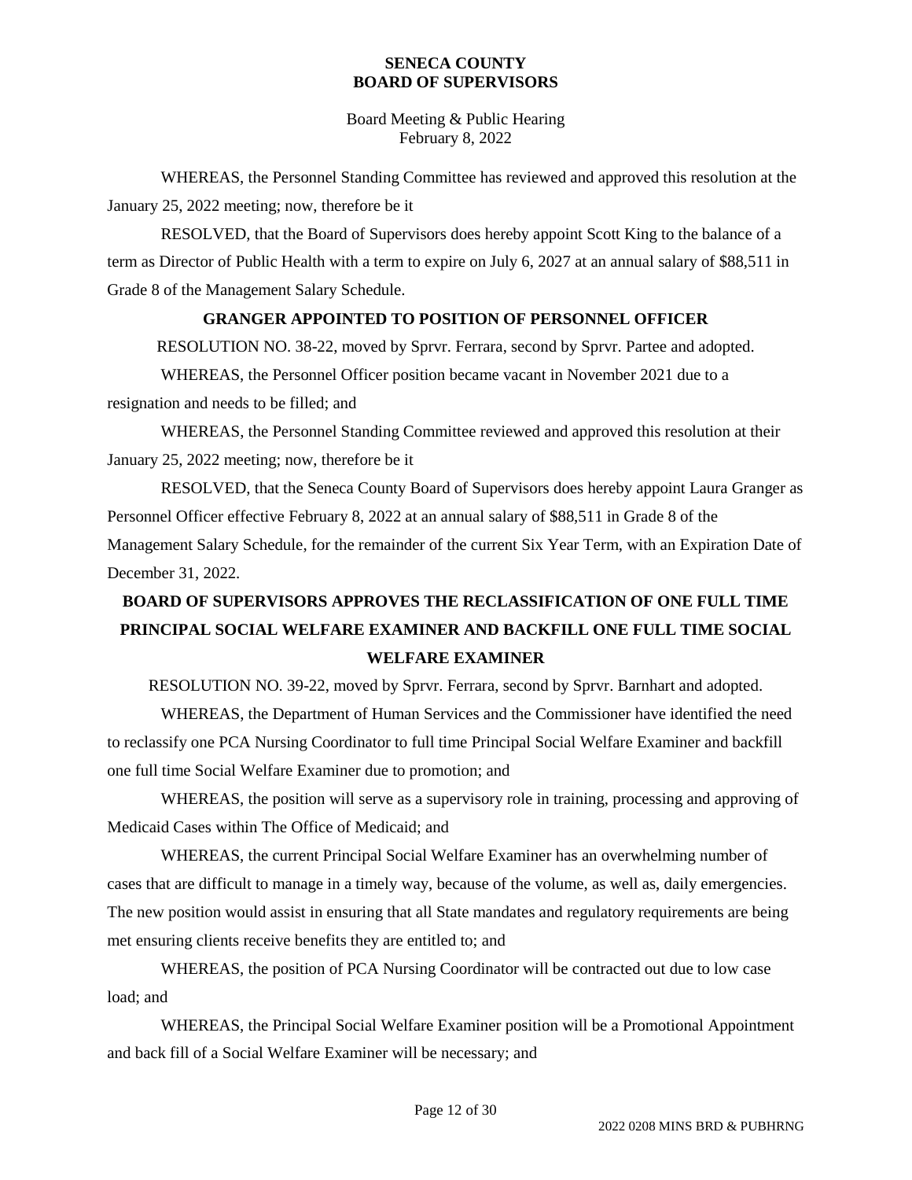WHEREAS, the Personnel Standing Committee has reviewed and approved this resolution at the January 25, 2022 meeting; now, therefore be it

RESOLVED, that the Board of Supervisors does hereby appoint Scott King to the balance of a term as Director of Public Health with a term to expire on July 6, 2027 at an annual salary of $88,511 in Grade 8 of the Management Salary Schedule.

### GRANGER APPOINTED TO POSITION OF PERSONNEL OFFICER

RESOLUTION NO. 38-22, moved by Sprvr. Ferrara, second by Sprvr. Partee and adopted.

WHEREAS, the Personnel Officer position became vacant in November 2021 due to a resignation and needs to be filled; and

WHEREAS, the Personnel Standing Committee reviewed and approved this resolution at their January 25, 2022 meeting; now, therefore be it

RESOLVED, that the Seneca County Board of Supervisors does hereby appoint Laura Granger as Personnel Officer effective February 8, 2022 at an annual salary of $88,511 in Grade 8 of the Management Salary Schedule, for the remainder of the current Six Year Term, with an Expiration Date of December 31, 2022.

### BOARD OF SUPERVISORS APPROVES THE RECLASSIFICATION OF ONE FULL TIME PRINCIPAL SOCIAL WELFARE EXAMINER AND BACKFILL ONE FULL TIME SOCIAL WELFARE EXAMINER

RESOLUTION NO. 39-22, moved by Sprvr. Ferrara, second by Sprvr. Barnhart and adopted.

WHEREAS, the Department of Human Services and the Commissioner have identified the need to reclassify one PCA Nursing Coordinator to full time Principal Social Welfare Examiner and backfill one full time Social Welfare Examiner due to promotion; and

WHEREAS, the position will serve as a supervisory role in training, processing and approving of Medicaid Cases within The Office of Medicaid; and

WHEREAS, the current Principal Social Welfare Examiner has an overwhelming number of cases that are difficult to manage in a timely way, because of the volume, as well as, daily emergencies. The new position would assist in ensuring that all State mandates and regulatory requirements are being met ensuring clients receive benefits they are entitled to; and

WHEREAS, the position of PCA Nursing Coordinator will be contracted out due to low case load; and

WHEREAS, the Principal Social Welfare Examiner position will be a Promotional Appointment and back fill of a Social Welfare Examiner will be necessary; and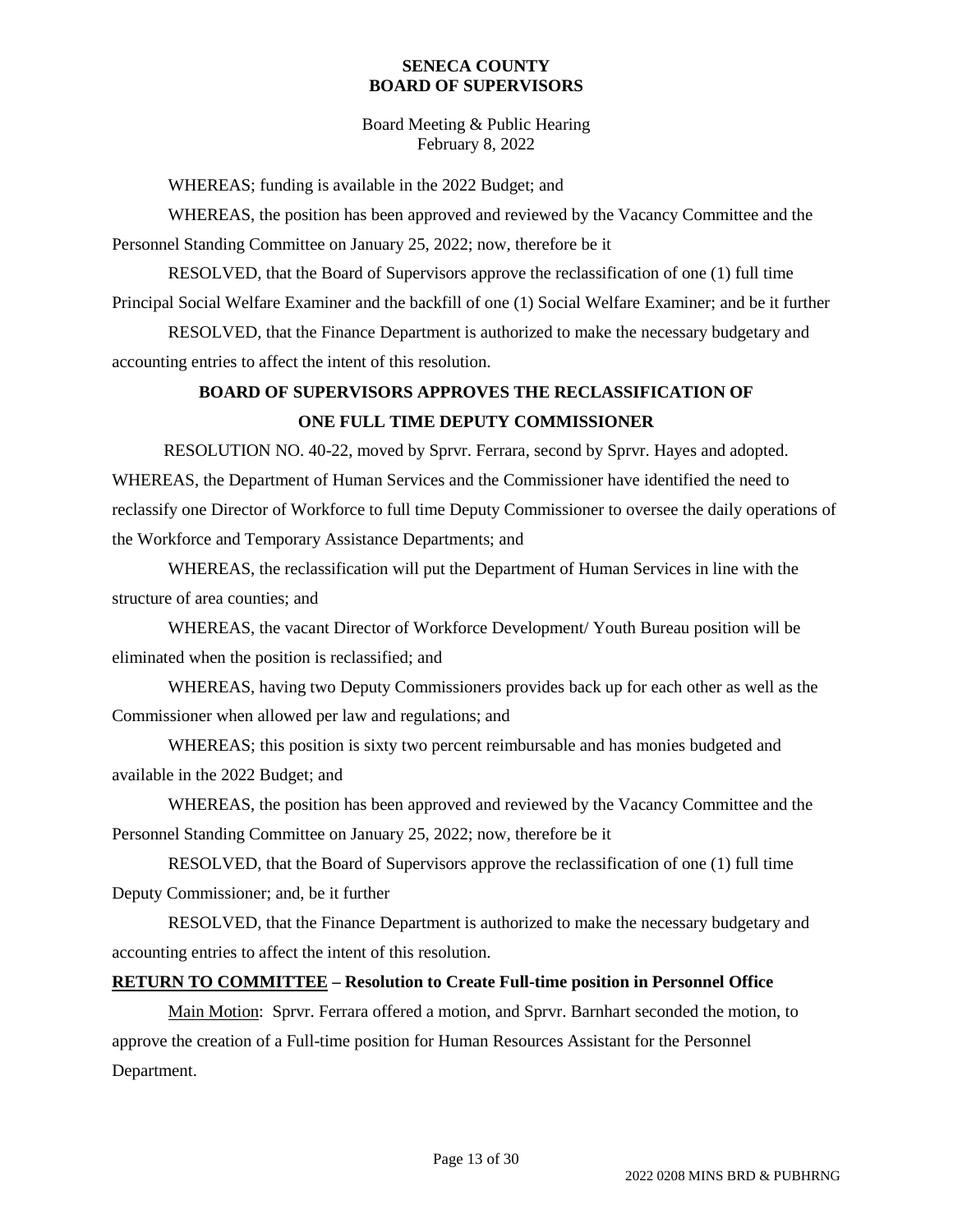WHEREAS; funding is available in the 2022 Budget; and

WHEREAS, the position has been approved and reviewed by the Vacancy Committee and the Personnel Standing Committee on January 25, 2022; now, therefore be it

RESOLVED, that the Board of Supervisors approve the reclassification of one (1) full time Principal Social Welfare Examiner and the backfill of one (1) Social Welfare Examiner; and be it further

RESOLVED, that the Finance Department is authorized to make the necessary budgetary and accounting entries to affect the intent of this resolution.

**BOARD OF SUPERVISORS APPROVES THE RECLASSIFICATION OF ONE FULL TIME DEPUTY COMMISSIONER**

RESOLUTION NO. 40-22, moved by Sprvr. Ferrara, second by Sprvr. Hayes and adopted.

WHEREAS, the Department of Human Services and the Commissioner have identified the need to reclassify one Director of Workforce to full time Deputy Commissioner to oversee the daily operations of the Workforce and Temporary Assistance Departments; and

WHEREAS, the reclassification will put the Department of Human Services in line with the structure of area counties; and

WHEREAS, the vacant Director of Workforce Development/ Youth Bureau position will be eliminated when the position is reclassified; and

WHEREAS, having two Deputy Commissioners provides back up for each other as well as the Commissioner when allowed per law and regulations; and

WHEREAS; this position is sixty two percent reimbursable and has monies budgeted and available in the 2022 Budget; and

WHEREAS, the position has been approved and reviewed by the Vacancy Committee and the Personnel Standing Committee on January 25, 2022; now, therefore be it

RESOLVED, that the Board of Supervisors approve the reclassification of one (1) full time Deputy Commissioner; and, be it further

RESOLVED, that the Finance Department is authorized to make the necessary budgetary and accounting entries to affect the intent of this resolution.

**RETURN TO COMMITTEE – Resolution to Create Full-time position in Personnel Office**

Main Motion: Sprvr. Ferrara offered a motion, and Sprvr. Barnhart seconded the motion, to approve the creation of a Full-time position for Human Resources Assistant for the Personnel Department.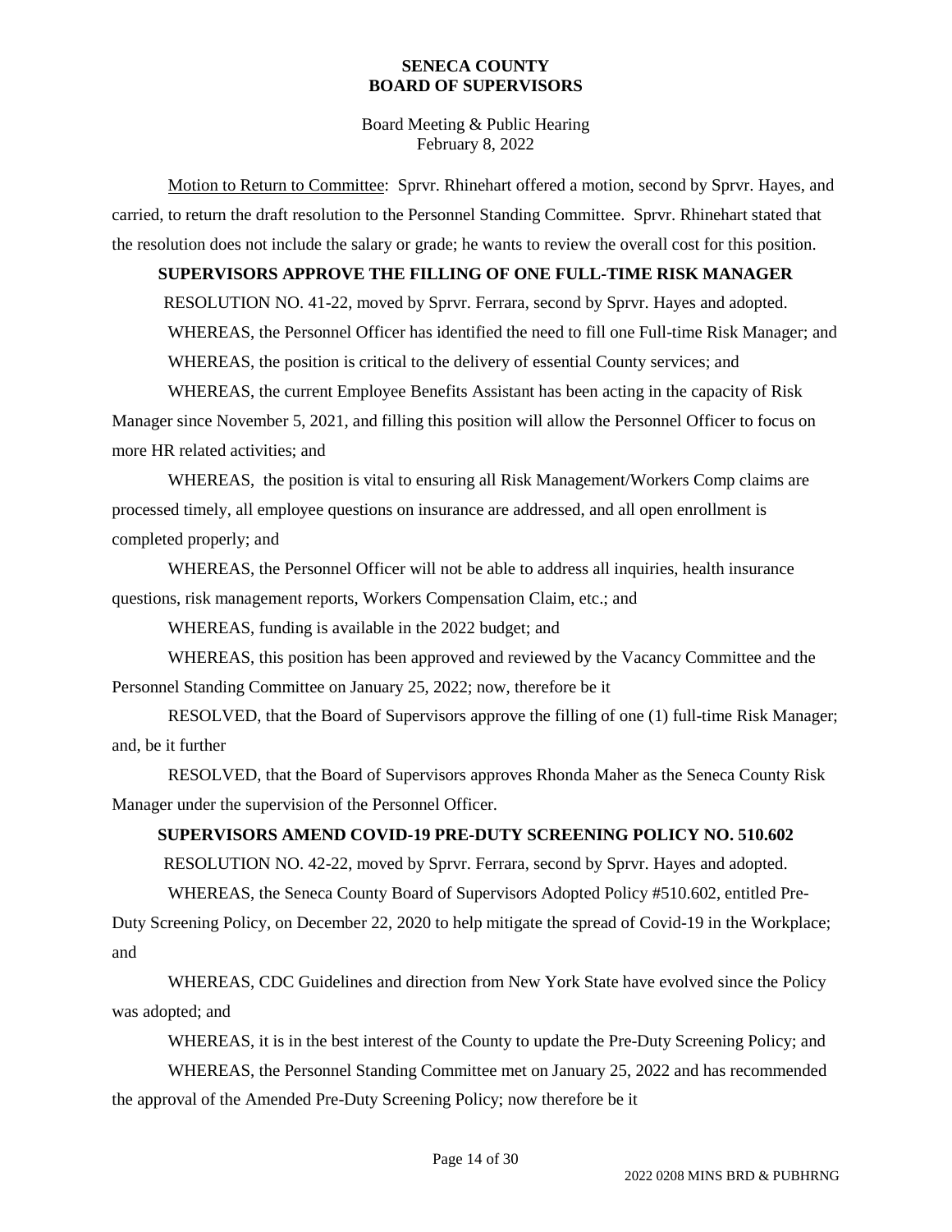Motion to Return to Committee: Sprvr. Rhinehart offered a motion, second by Sprvr. Hayes, and carried, to return the draft resolution to the Personnel Standing Committee. Sprvr. Rhinehart stated that the resolution does not include the salary or grade; he wants to review the overall cost for this position.

**SUPERVISORS APPROVE THE FILLING OF ONE FULL-TIME RISK MANAGER**

RESOLUTION NO. 41-22, moved by Sprvr. Ferrara, second by Sprvr. Hayes and adopted.

WHEREAS, the Personnel Officer has identified the need to fill one Full-time Risk Manager; and

WHEREAS, the position is critical to the delivery of essential County services; and

WHEREAS, the current Employee Benefits Assistant has been acting in the capacity of Risk Manager since November 5, 2021, and filling this position will allow the Personnel Officer to focus on more HR related activities; and

WHEREAS, the position is vital to ensuring all Risk Management/Workers Comp claims are processed timely, all employee questions on insurance are addressed, and all open enrollment is completed properly; and

WHEREAS, the Personnel Officer will not be able to address all inquiries, health insurance questions, risk management reports, Workers Compensation Claim, etc.; and

WHEREAS, funding is available in the 2022 budget; and

WHEREAS, this position has been approved and reviewed by the Vacancy Committee and the Personnel Standing Committee on January 25, 2022; now, therefore be it

RESOLVED, that the Board of Supervisors approve the filling of one (1) full-time Risk Manager; and, be it further

RESOLVED, that the Board of Supervisors approves Rhonda Maher as the Seneca County Risk Manager under the supervision of the Personnel Officer.

**SUPERVISORS AMEND COVID-19 PRE-DUTY SCREENING POLICY NO. 510.602**

RESOLUTION NO. 42-22, moved by Sprvr. Ferrara, second by Sprvr. Hayes and adopted.

WHEREAS, the Seneca County Board of Supervisors Adopted Policy #510.602, entitled Pre-Duty Screening Policy, on December 22, 2020 to help mitigate the spread of Covid-19 in the Workplace; and

WHEREAS, CDC Guidelines and direction from New York State have evolved since the Policy was adopted; and

WHEREAS, it is in the best interest of the County to update the Pre-Duty Screening Policy; and

WHEREAS, the Personnel Standing Committee met on January 25, 2022 and has recommended the approval of the Amended Pre-Duty Screening Policy; now therefore be it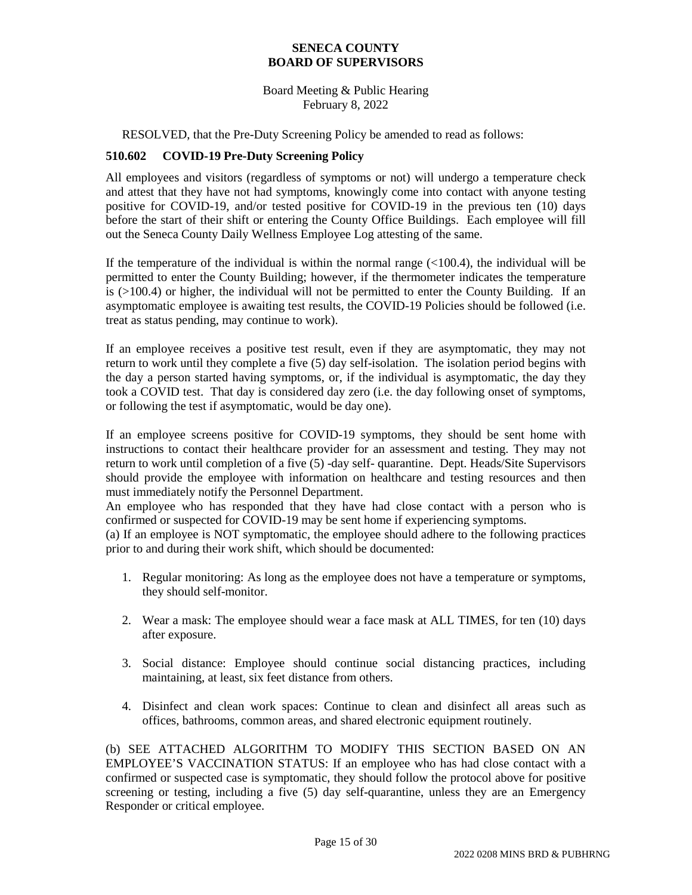RESOLVED, that the Pre-Duty Screening Policy be amended to read as follows:

### 510.602 COVID-19 Pre-Duty Screening Policy

All employees and visitors (regardless of symptoms or not) will undergo a temperature check and attest that they have not had symptoms, knowingly come into contact with anyone testing positive for COVID-19, and/or tested positive for COVID-19 in the previous ten (10) days before the start of their shift or entering the County Office Buildings. Each employee will fill out the Seneca County Daily Wellness Employee Log attesting of the same.

If the temperature of the individual is within the normal range (<100.4), the individual will be permitted to enter the County Building; however, if the thermometer indicates the temperature is (>100.4) or higher, the individual will not be permitted to enter the County Building. If an asymptomatic employee is awaiting test results, the COVID-19 Policies should be followed (i.e. treat as status pending, may continue to work).

If an employee receives a positive test result, even if they are asymptomatic, they may not return to work until they complete a five (5) day self-isolation. The isolation period begins with the day a person started having symptoms, or, if the individual is asymptomatic, the day they took a COVID test. That day is considered day zero (i.e. the day following onset of symptoms, or following the test if asymptomatic, would be day one).

If an employee screens positive for COVID-19 symptoms, they should be sent home with instructions to contact their healthcare provider for an assessment and testing. They may not return to work until completion of a five (5) -day self- quarantine. Dept. Heads/Site Supervisors should provide the employee with information on healthcare and testing resources and then must immediately notify the Personnel Department.

An employee who has responded that they have had close contact with a person who is confirmed or suspected for COVID-19 may be sent home if experiencing symptoms.

(a) If an employee is NOT symptomatic, the employee should adhere to the following practices prior to and during their work shift, which should be documented:

1. Regular monitoring: As long as the employee does not have a temperature or symptoms, they should self-monitor.
2. Wear a mask: The employee should wear a face mask at ALL TIMES, for ten (10) days after exposure.
3. Social distance: Employee should continue social distancing practices, including maintaining, at least, six feet distance from others.
4. Disinfect and clean work spaces: Continue to clean and disinfect all areas such as offices, bathrooms, common areas, and shared electronic equipment routinely.

(b) SEE ATTACHED ALGORITHM TO MODIFY THIS SECTION BASED ON AN EMPLOYEE'S VACCINATION STATUS: If an employee who has had close contact with a confirmed or suspected case is symptomatic, they should follow the protocol above for positive screening or testing, including a five (5) day self-quarantine, unless they are an Emergency Responder or critical employee.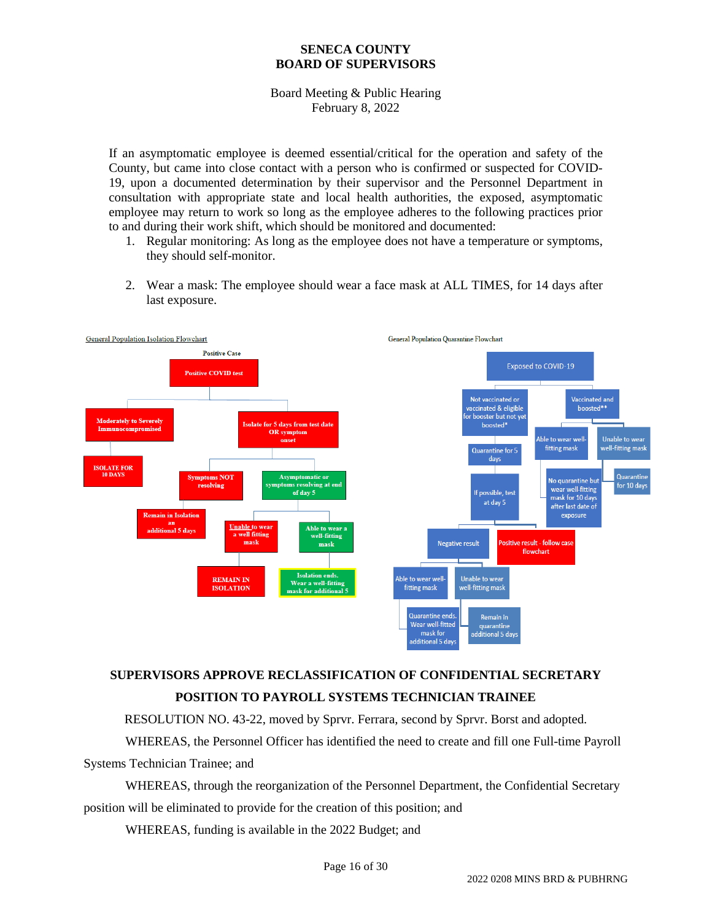If an asymptomatic employee is deemed essential/critical for the operation and safety of the County, but came into close contact with a person who is confirmed or suspected for COVID-19, upon a documented determination by their supervisor and the Personnel Department in consultation with appropriate state and local health authorities, the exposed, asymptomatic employee may return to work so long as the employee adheres to the following practices prior to and during their work shift, which should be monitored and documented:

1. Regular monitoring: As long as the employee does not have a temperature or symptoms, they should self-monitor.

2. Wear a mask: The employee should wear a face mask at ALL TIMES, for 14 days after last exposure.

General Population Isolation Flowchart

Positive Case

- Positive COVID test
  - Moderately to Severely Immunocompromised
    - ISOLATE FOR 10 DAYS
  - Isolate for 5 days from test date OR symptom onset
    - Symptoms NOT resolving
      - Remain in Isolation an additional 5 days
    - Asymptomatic or symptoms resolving at end of day 5
      - Unable to wear a well fitting mask
        - REMAIN IN ISOLATION
      - Able to wear a well-fitting mask
        - Isolation ends. Wear a well-fitting mask for additional 5

General Population Quarantine Flowchart

- Exposed to COVID-19
  - Not vaccinated or vaccinated & eligible for booster but not yet boosted*
    - Quarantine for 5 days
      - If possible, test at day 5
        - Negative result
          - Able to wear well-fitting mask
            - Quarantine ends. Wear well-fitted mask for additional 5 days
          - Unable to wear well-fitting mask
            - Remain in quarantine additional 5 days
        - Positive result - follow case flowchart
  - Vaccinated and boosted**
    - Able to wear well-fitting mask
      - No quarantine but wear well-fitting mask for 10 days after last date of exposure
    - Unable to wear well-fitting mask
      - Quarantine for 10 days

**SUPERVISORS APPROVE RECLASSIFICATION OF CONFIDENTIAL SECRETARY POSITION TO PAYROLL SYSTEMS TECHNICIAN TRAINEE**

RESOLUTION NO. 43-22, moved by Sprvr. Ferrara, second by Sprvr. Borst and adopted.

WHEREAS, the Personnel Officer has identified the need to create and fill one Full-time Payroll Systems Technician Trainee; and

WHEREAS, through the reorganization of the Personnel Department, the Confidential Secretary position will be eliminated to provide for the creation of this position; and

WHEREAS, funding is available in the 2022 Budget; and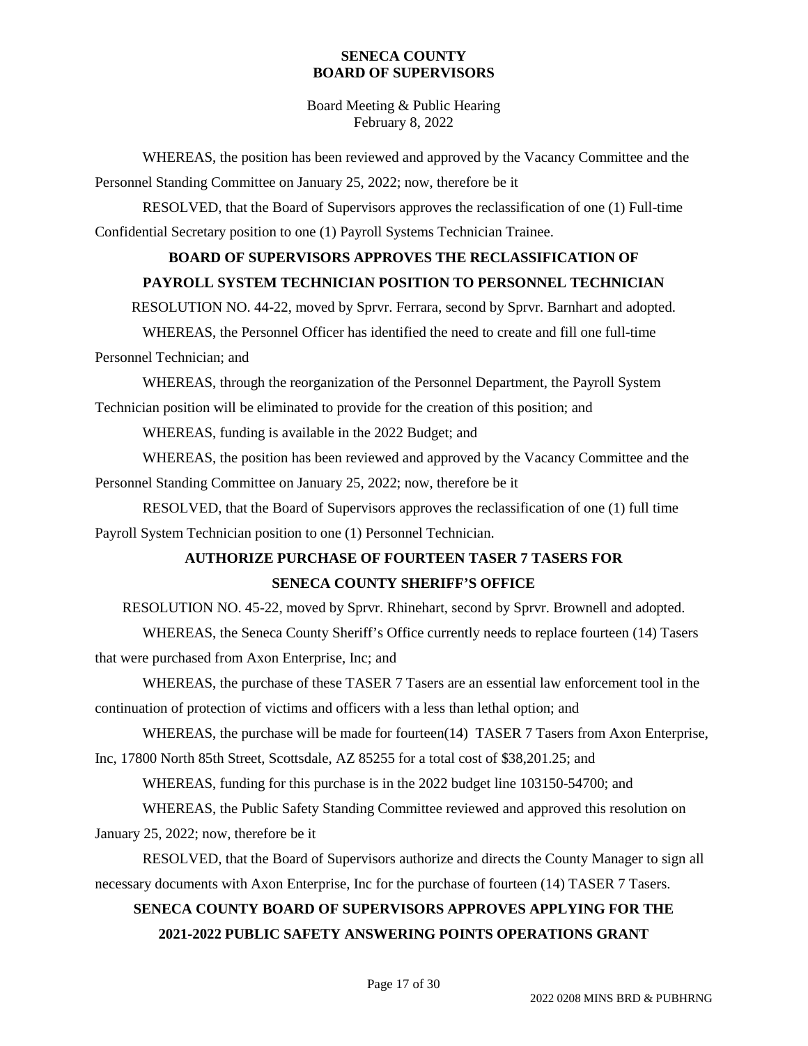WHEREAS, the position has been reviewed and approved by the Vacancy Committee and the Personnel Standing Committee on January 25, 2022; now, therefore be it

RESOLVED, that the Board of Supervisors approves the reclassification of one (1) Full-time Confidential Secretary position to one (1) Payroll Systems Technician Trainee.

**BOARD OF SUPERVISORS APPROVES THE RECLASSIFICATION OF PAYROLL SYSTEM TECHNICIAN POSITION TO PERSONNEL TECHNICIAN**

RESOLUTION NO. 44-22, moved by Sprvr. Ferrara, second by Sprvr. Barnhart and adopted.

WHEREAS, the Personnel Officer has identified the need to create and fill one full-time Personnel Technician; and

WHEREAS, through the reorganization of the Personnel Department, the Payroll System Technician position will be eliminated to provide for the creation of this position; and

WHEREAS, funding is available in the 2022 Budget; and

WHEREAS, the position has been reviewed and approved by the Vacancy Committee and the Personnel Standing Committee on January 25, 2022; now, therefore be it

RESOLVED, that the Board of Supervisors approves the reclassification of one (1) full time Payroll System Technician position to one (1) Personnel Technician.

**AUTHORIZE PURCHASE OF FOURTEEN TASER 7 TASERS FOR SENECA COUNTY SHERIFF'S OFFICE**

RESOLUTION NO. 45-22, moved by Sprvr. Rhinehart, second by Sprvr. Brownell and adopted.

WHEREAS, the Seneca County Sheriff's Office currently needs to replace fourteen (14) Tasers that were purchased from Axon Enterprise, Inc; and

WHEREAS, the purchase of these TASER 7 Tasers are an essential law enforcement tool in the continuation of protection of victims and officers with a less than lethal option; and

WHEREAS, the purchase will be made for fourteen(14) TASER 7 Tasers from Axon Enterprise, Inc, 17800 North 85th Street, Scottsdale, AZ 85255 for a total cost of $38,201.25; and

WHEREAS, funding for this purchase is in the 2022 budget line 103150-54700; and

WHEREAS, the Public Safety Standing Committee reviewed and approved this resolution on January 25, 2022; now, therefore be it

RESOLVED, that the Board of Supervisors authorize and directs the County Manager to sign all necessary documents with Axon Enterprise, Inc for the purchase of fourteen (14) TASER 7 Tasers.

**SENECA COUNTY BOARD OF SUPERVISORS APPROVES APPLYING FOR THE 2021-2022 PUBLIC SAFETY ANSWERING POINTS OPERATIONS GRANT**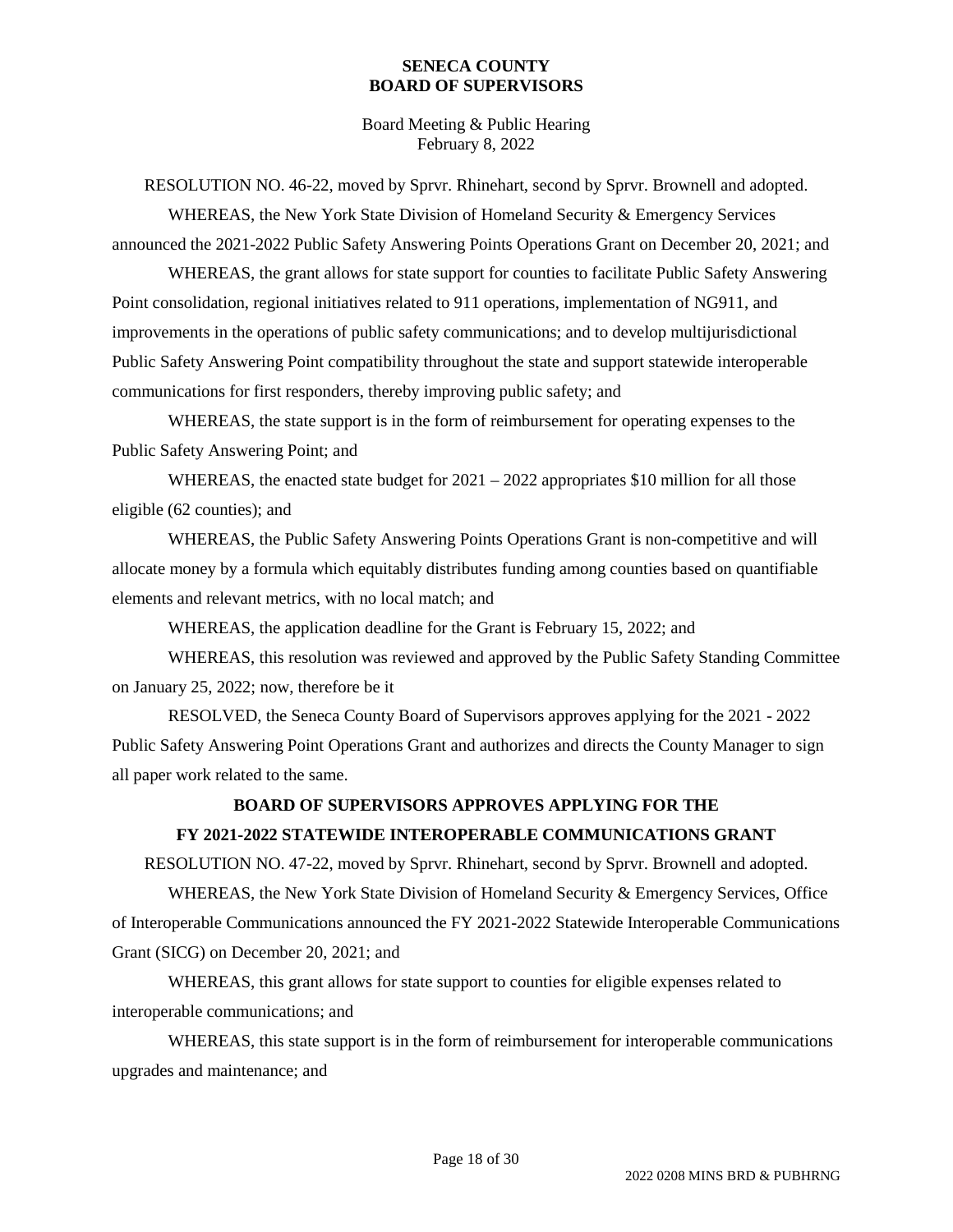RESOLUTION NO. 46-22, moved by Sprvr. Rhinehart, second by Sprvr. Brownell and adopted.

WHEREAS, the New York State Division of Homeland Security & Emergency Services announced the 2021-2022 Public Safety Answering Points Operations Grant on December 20, 2021; and

WHEREAS, the grant allows for state support for counties to facilitate Public Safety Answering Point consolidation, regional initiatives related to 911 operations, implementation of NG911, and improvements in the operations of public safety communications; and to develop multijurisdictional Public Safety Answering Point compatibility throughout the state and support statewide interoperable communications for first responders, thereby improving public safety; and

WHEREAS, the state support is in the form of reimbursement for operating expenses to the Public Safety Answering Point; and

WHEREAS, the enacted state budget for 2021 – 2022 appropriates $10 million for all those eligible (62 counties); and

WHEREAS, the Public Safety Answering Points Operations Grant is non-competitive and will allocate money by a formula which equitably distributes funding among counties based on quantifiable elements and relevant metrics, with no local match; and

WHEREAS, the application deadline for the Grant is February 15, 2022; and

WHEREAS, this resolution was reviewed and approved by the Public Safety Standing Committee on January 25, 2022; now, therefore be it

RESOLVED, the Seneca County Board of Supervisors approves applying for the 2021 - 2022 Public Safety Answering Point Operations Grant and authorizes and directs the County Manager to sign all paper work related to the same.

**BOARD OF SUPERVISORS APPROVES APPLYING FOR THE FY 2021-2022 STATEWIDE INTEROPERABLE COMMUNICATIONS GRANT**

RESOLUTION NO. 47-22, moved by Sprvr. Rhinehart, second by Sprvr. Brownell and adopted.

WHEREAS, the New York State Division of Homeland Security & Emergency Services, Office of Interoperable Communications announced the FY 2021-2022 Statewide Interoperable Communications Grant (SICG) on December 20, 2021; and

WHEREAS, this grant allows for state support to counties for eligible expenses related to interoperable communications; and

WHEREAS, this state support is in the form of reimbursement for interoperable communications upgrades and maintenance; and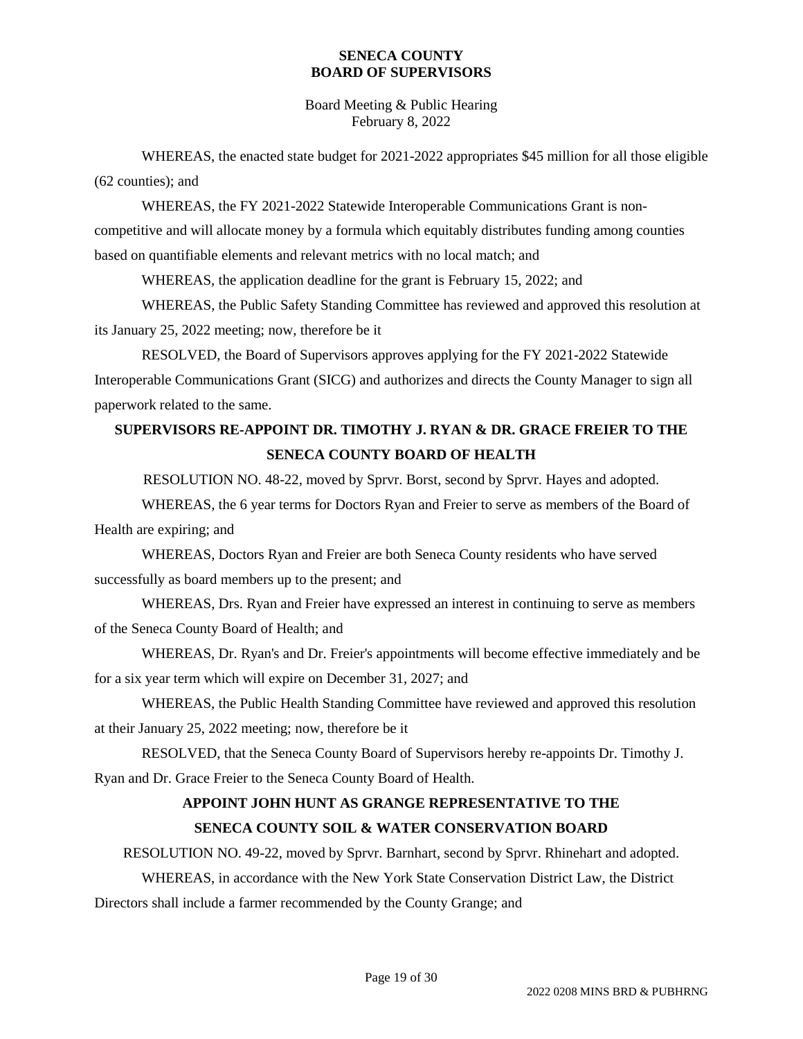WHEREAS, the enacted state budget for 2021-2022 appropriates $45 million for all those eligible (62 counties); and

WHEREAS, the FY 2021-2022 Statewide Interoperable Communications Grant is non-competitive and will allocate money by a formula which equitably distributes funding among counties based on quantifiable elements and relevant metrics with no local match; and

WHEREAS, the application deadline for the grant is February 15, 2022; and

WHEREAS, the Public Safety Standing Committee has reviewed and approved this resolution at its January 25, 2022 meeting; now, therefore be it

RESOLVED, the Board of Supervisors approves applying for the FY 2021-2022 Statewide Interoperable Communications Grant (SICG) and authorizes and directs the County Manager to sign all paperwork related to the same.

## SUPERVISORS RE-APPOINT DR. TIMOTHY J. RYAN & DR. GRACE FREIER TO THE SENECA COUNTY BOARD OF HEALTH

RESOLUTION NO. 48-22, moved by Sprvr. Borst, second by Sprvr. Hayes and adopted.

WHEREAS, the 6 year terms for Doctors Ryan and Freier to serve as members of the Board of Health are expiring; and

WHEREAS, Doctors Ryan and Freier are both Seneca County residents who have served successfully as board members up to the present; and

WHEREAS, Drs. Ryan and Freier have expressed an interest in continuing to serve as members of the Seneca County Board of Health; and

WHEREAS, Dr. Ryan's and Dr. Freier's appointments will become effective immediately and be for a six year term which will expire on December 31, 2027; and

WHEREAS, the Public Health Standing Committee have reviewed and approved this resolution at their January 25, 2022 meeting; now, therefore be it

RESOLVED, that the Seneca County Board of Supervisors hereby re-appoints Dr. Timothy J. Ryan and Dr. Grace Freier to the Seneca County Board of Health.

## APPOINT JOHN HUNT AS GRANGE REPRESENTATIVE TO THE SENECA COUNTY SOIL & WATER CONSERVATION BOARD

RESOLUTION NO. 49-22, moved by Sprvr. Barnhart, second by Sprvr. Rhinehart and adopted.

WHEREAS, in accordance with the New York State Conservation District Law, the District Directors shall include a farmer recommended by the County Grange; and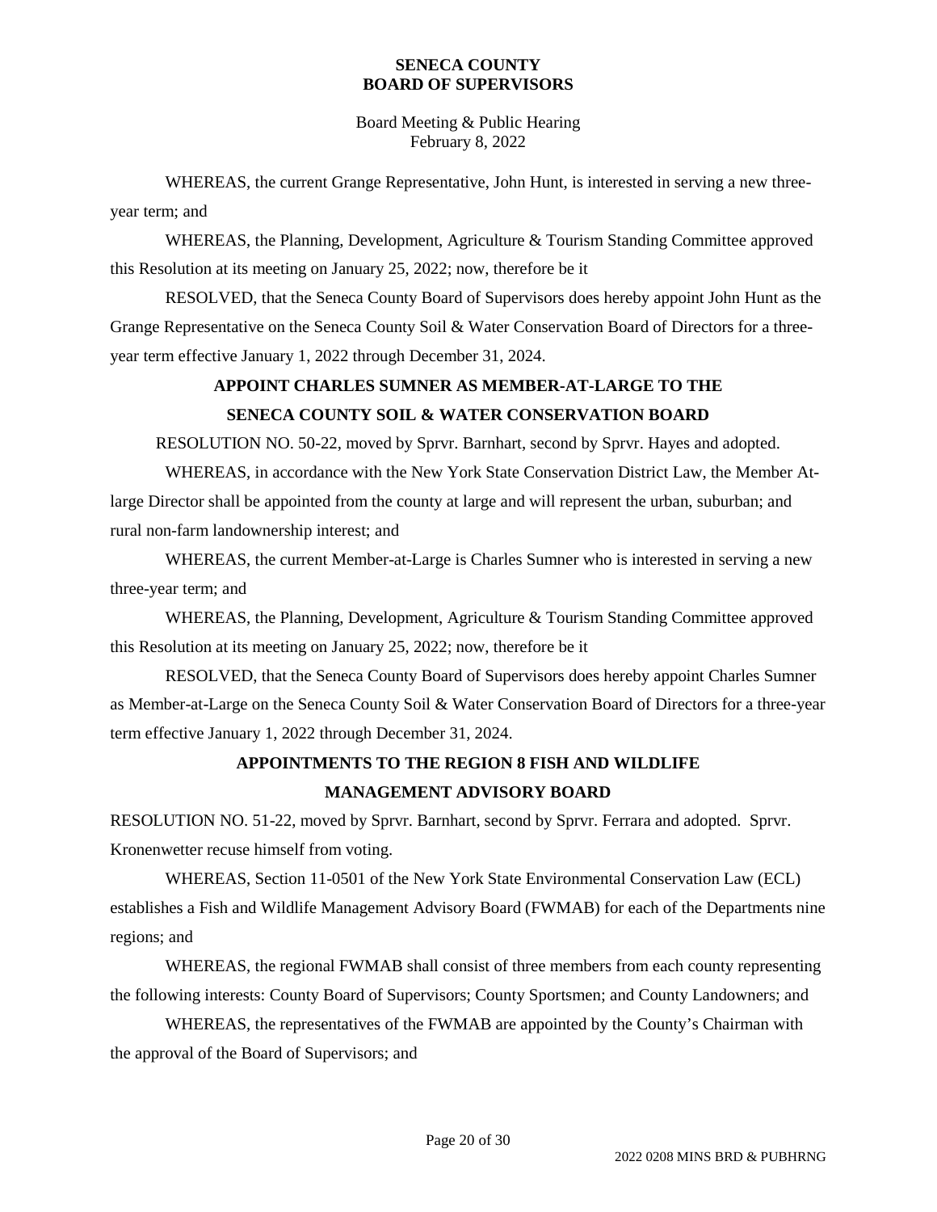WHEREAS, the current Grange Representative, John Hunt, is interested in serving a new three-year term; and

WHEREAS, the Planning, Development, Agriculture & Tourism Standing Committee approved this Resolution at its meeting on January 25, 2022; now, therefore be it

RESOLVED, that the Seneca County Board of Supervisors does hereby appoint John Hunt as the Grange Representative on the Seneca County Soil & Water Conservation Board of Directors for a three-year term effective January 1, 2022 through December 31, 2024.

**APPOINT CHARLES SUMNER AS MEMBER-AT-LARGE TO THE SENECA COUNTY SOIL & WATER CONSERVATION BOARD**

RESOLUTION NO. 50-22, moved by Sprvr. Barnhart, second by Sprvr. Hayes and adopted.

WHEREAS, in accordance with the New York State Conservation District Law, the Member At-large Director shall be appointed from the county at large and will represent the urban, suburban; and rural non-farm landownership interest; and

WHEREAS, the current Member-at-Large is Charles Sumner who is interested in serving a new three-year term; and

WHEREAS, the Planning, Development, Agriculture & Tourism Standing Committee approved this Resolution at its meeting on January 25, 2022; now, therefore be it

RESOLVED, that the Seneca County Board of Supervisors does hereby appoint Charles Sumner as Member-at-Large on the Seneca County Soil & Water Conservation Board of Directors for a three-year term effective January 1, 2022 through December 31, 2024.

**APPOINTMENTS TO THE REGION 8 FISH AND WILDLIFE MANAGEMENT ADVISORY BOARD**

RESOLUTION NO. 51-22, moved by Sprvr. Barnhart, second by Sprvr. Ferrara and adopted. Sprvr. Kronenwetter recuse himself from voting.

WHEREAS, Section 11-0501 of the New York State Environmental Conservation Law (ECL) establishes a Fish and Wildlife Management Advisory Board (FWMAB) for each of the Departments nine regions; and

WHEREAS, the regional FWMAB shall consist of three members from each county representing the following interests: County Board of Supervisors; County Sportsmen; and County Landowners; and

WHEREAS, the representatives of the FWMAB are appointed by the County's Chairman with the approval of the Board of Supervisors; and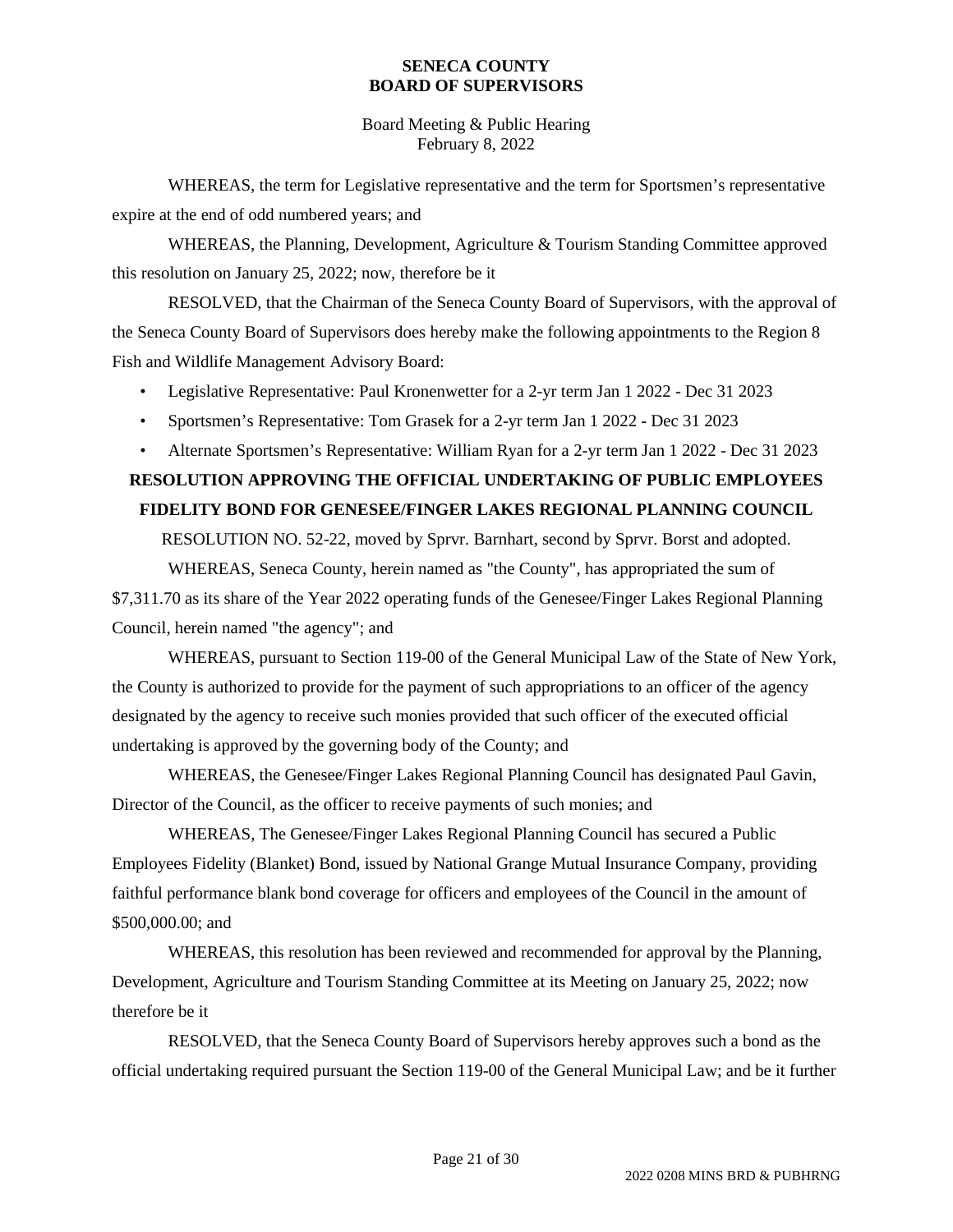WHEREAS, the term for Legislative representative and the term for Sportsmen's representative expire at the end of odd numbered years; and

WHEREAS, the Planning, Development, Agriculture & Tourism Standing Committee approved this resolution on January 25, 2022; now, therefore be it

RESOLVED, that the Chairman of the Seneca County Board of Supervisors, with the approval of the Seneca County Board of Supervisors does hereby make the following appointments to the Region 8 Fish and Wildlife Management Advisory Board:

- Legislative Representative: Paul Kronenwetter for a 2-yr term Jan 1 2022 - Dec 31 2023
- Sportsmen's Representative: Tom Grasek for a 2-yr term Jan 1 2022 - Dec 31 2023
- Alternate Sportsmen's Representative: William Ryan for a 2-yr term Jan 1 2022 - Dec 31 2023

**RESOLUTION APPROVING THE OFFICIAL UNDERTAKING OF PUBLIC EMPLOYEES FIDELITY BOND FOR GENESEE/FINGER LAKES REGIONAL PLANNING COUNCIL**

RESOLUTION NO. 52-22, moved by Sprvr. Barnhart, second by Sprvr. Borst and adopted.

WHEREAS, Seneca County, herein named as "the County", has appropriated the sum of $7,311.70 as its share of the Year 2022 operating funds of the Genesee/Finger Lakes Regional Planning Council, herein named "the agency"; and

WHEREAS, pursuant to Section 119-00 of the General Municipal Law of the State of New York, the County is authorized to provide for the payment of such appropriations to an officer of the agency designated by the agency to receive such monies provided that such officer of the executed official undertaking is approved by the governing body of the County; and

WHEREAS, the Genesee/Finger Lakes Regional Planning Council has designated Paul Gavin, Director of the Council, as the officer to receive payments of such monies; and

WHEREAS, The Genesee/Finger Lakes Regional Planning Council has secured a Public Employees Fidelity (Blanket) Bond, issued by National Grange Mutual Insurance Company, providing faithful performance blank bond coverage for officers and employees of the Council in the amount of $500,000.00; and

WHEREAS, this resolution has been reviewed and recommended for approval by the Planning, Development, Agriculture and Tourism Standing Committee at its Meeting on January 25, 2022; now therefore be it

RESOLVED, that the Seneca County Board of Supervisors hereby approves such a bond as the official undertaking required pursuant the Section 119-00 of the General Municipal Law; and be it further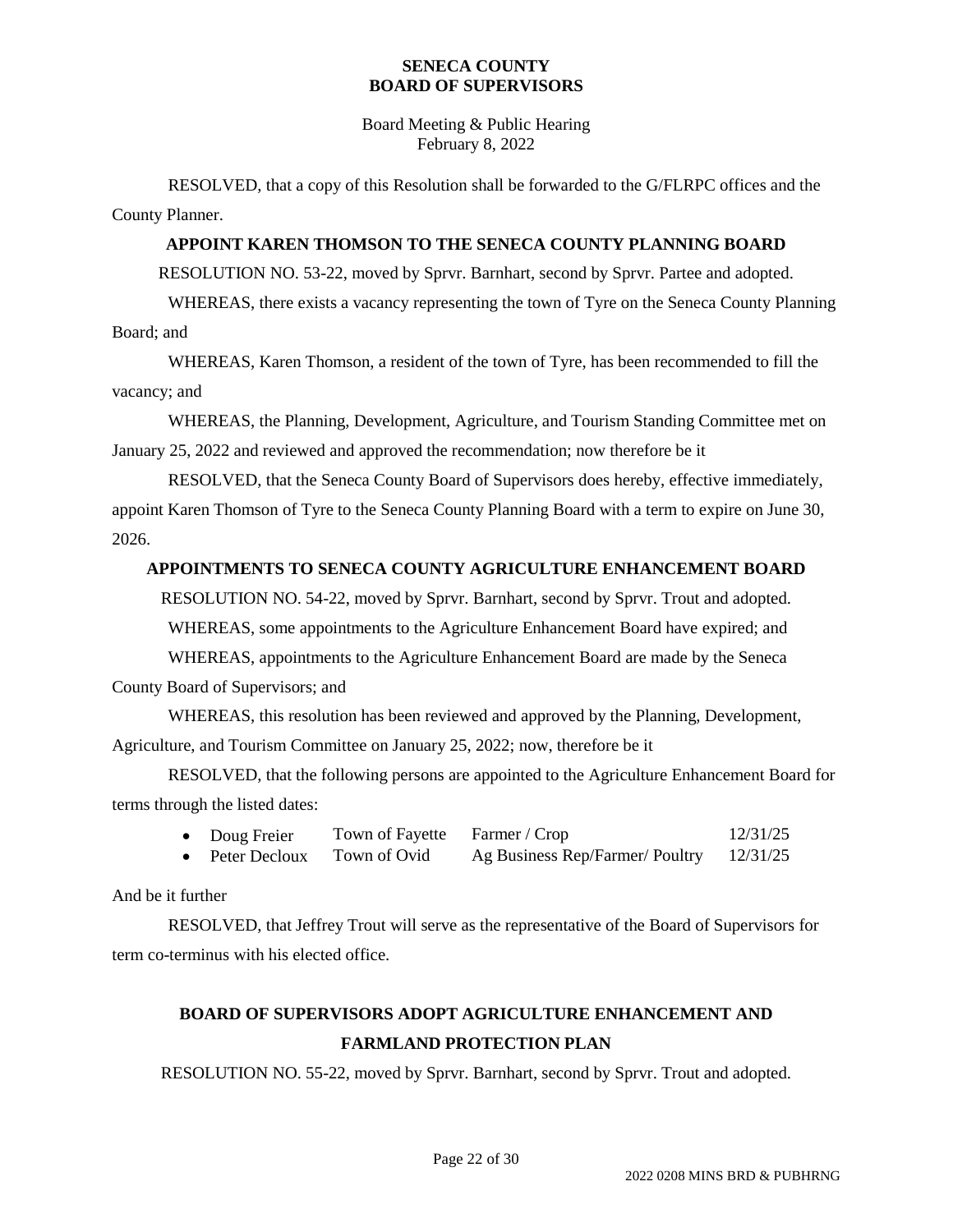RESOLVED, that a copy of this Resolution shall be forwarded to the G/FLRPC offices and the County Planner.

**APPOINT KAREN THOMSON TO THE SENECA COUNTY PLANNING BOARD**

RESOLUTION NO. 53-22, moved by Sprvr. Barnhart, second by Sprvr. Partee and adopted.

WHEREAS, there exists a vacancy representing the town of Tyre on the Seneca County Planning Board; and

WHEREAS, Karen Thomson, a resident of the town of Tyre, has been recommended to fill the vacancy; and

WHEREAS, the Planning, Development, Agriculture, and Tourism Standing Committee met on January 25, 2022 and reviewed and approved the recommendation; now therefore be it

RESOLVED, that the Seneca County Board of Supervisors does hereby, effective immediately, appoint Karen Thomson of Tyre to the Seneca County Planning Board with a term to expire on June 30, 2026.

**APPOINTMENTS TO SENECA COUNTY AGRICULTURE ENHANCEMENT BOARD**

RESOLUTION NO. 54-22, moved by Sprvr. Barnhart, second by Sprvr. Trout and adopted.

WHEREAS, some appointments to the Agriculture Enhancement Board have expired; and

WHEREAS, appointments to the Agriculture Enhancement Board are made by the Seneca County Board of Supervisors; and

WHEREAS, this resolution has been reviewed and approved by the Planning, Development, Agriculture, and Tourism Committee on January 25, 2022; now, therefore be it

RESOLVED, that the following persons are appointed to the Agriculture Enhancement Board for terms through the listed dates:

- Doug Freier — Town of Fayette — Farmer / Crop — 12/31/25
- Peter Decloux — Town of Ovid — Ag Business Rep/Farmer/ Poultry — 12/31/25

And be it further

RESOLVED, that Jeffrey Trout will serve as the representative of the Board of Supervisors for term co-terminus with his elected office.

**BOARD OF SUPERVISORS ADOPT AGRICULTURE ENHANCEMENT AND FARMLAND PROTECTION PLAN**

RESOLUTION NO. 55-22, moved by Sprvr. Barnhart, second by Sprvr. Trout and adopted.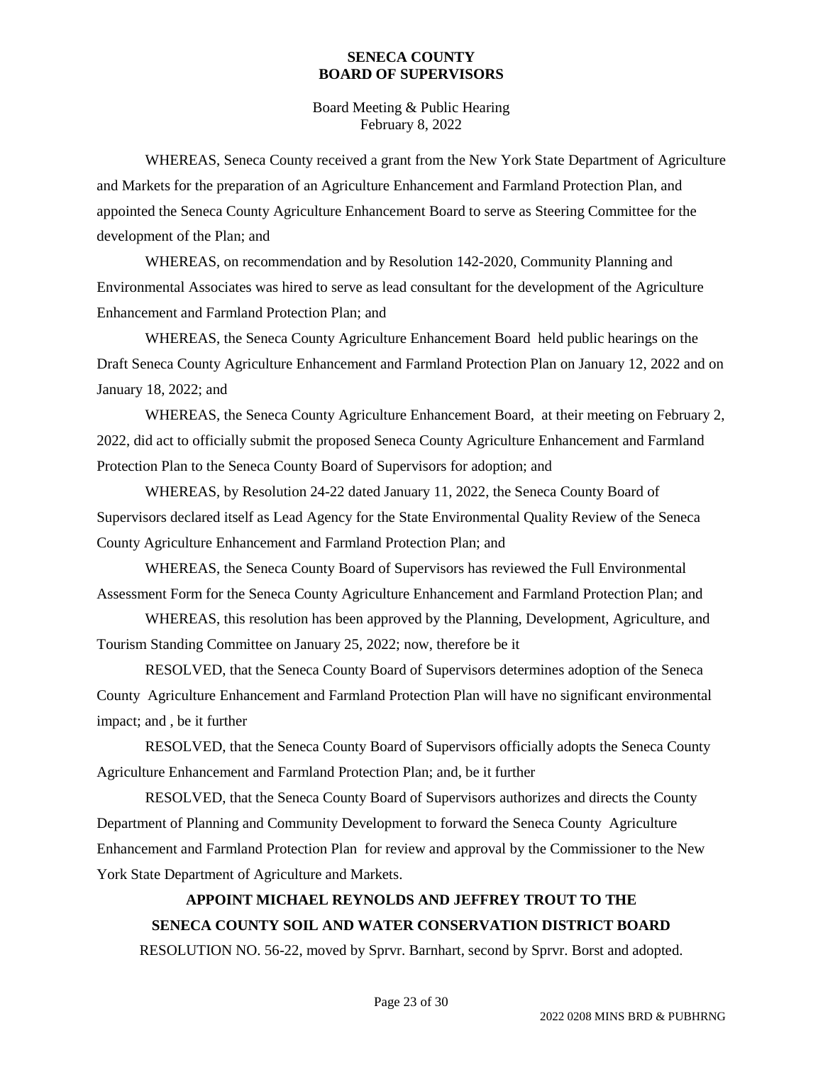WHEREAS, Seneca County received a grant from the New York State Department of Agriculture and Markets for the preparation of an Agriculture Enhancement and Farmland Protection Plan, and appointed the Seneca County Agriculture Enhancement Board to serve as Steering Committee for the development of the Plan; and

WHEREAS, on recommendation and by Resolution 142-2020, Community Planning and Environmental Associates was hired to serve as lead consultant for the development of the Agriculture Enhancement and Farmland Protection Plan; and

WHEREAS, the Seneca County Agriculture Enhancement Board held public hearings on the Draft Seneca County Agriculture Enhancement and Farmland Protection Plan on January 12, 2022 and on January 18, 2022; and

WHEREAS, the Seneca County Agriculture Enhancement Board, at their meeting on February 2, 2022, did act to officially submit the proposed Seneca County Agriculture Enhancement and Farmland Protection Plan to the Seneca County Board of Supervisors for adoption; and

WHEREAS, by Resolution 24-22 dated January 11, 2022, the Seneca County Board of Supervisors declared itself as Lead Agency for the State Environmental Quality Review of the Seneca County Agriculture Enhancement and Farmland Protection Plan; and

WHEREAS, the Seneca County Board of Supervisors has reviewed the Full Environmental Assessment Form for the Seneca County Agriculture Enhancement and Farmland Protection Plan; and

WHEREAS, this resolution has been approved by the Planning, Development, Agriculture, and Tourism Standing Committee on January 25, 2022; now, therefore be it

RESOLVED, that the Seneca County Board of Supervisors determines adoption of the Seneca County Agriculture Enhancement and Farmland Protection Plan will have no significant environmental impact; and , be it further

RESOLVED, that the Seneca County Board of Supervisors officially adopts the Seneca County Agriculture Enhancement and Farmland Protection Plan; and, be it further

RESOLVED, that the Seneca County Board of Supervisors authorizes and directs the County Department of Planning and Community Development to forward the Seneca County Agriculture Enhancement and Farmland Protection Plan for review and approval by the Commissioner to the New York State Department of Agriculture and Markets.

## APPOINT MICHAEL REYNOLDS AND JEFFREY TROUT TO THE SENECA COUNTY SOIL AND WATER CONSERVATION DISTRICT BOARD

RESOLUTION NO. 56-22, moved by Sprvr. Barnhart, second by Sprvr. Borst and adopted.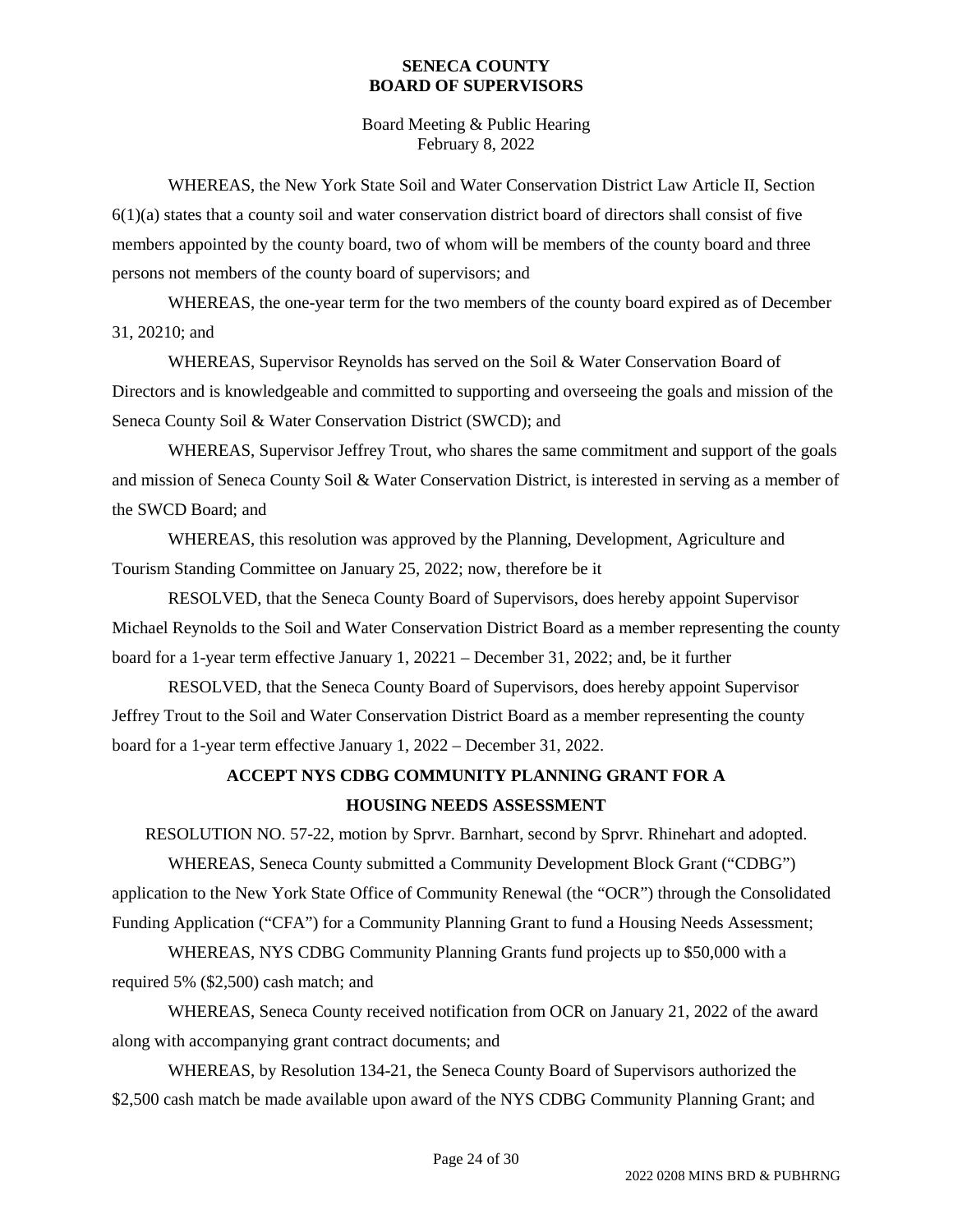WHEREAS, the New York State Soil and Water Conservation District Law Article II, Section 6(1)(a) states that a county soil and water conservation district board of directors shall consist of five members appointed by the county board, two of whom will be members of the county board and three persons not members of the county board of supervisors; and

WHEREAS, the one-year term for the two members of the county board expired as of December 31, 20210; and

WHEREAS, Supervisor Reynolds has served on the Soil & Water Conservation Board of Directors and is knowledgeable and committed to supporting and overseeing the goals and mission of the Seneca County Soil & Water Conservation District (SWCD); and

WHEREAS, Supervisor Jeffrey Trout, who shares the same commitment and support of the goals and mission of Seneca County Soil & Water Conservation District, is interested in serving as a member of the SWCD Board; and

WHEREAS, this resolution was approved by the Planning, Development, Agriculture and Tourism Standing Committee on January 25, 2022; now, therefore be it

RESOLVED, that the Seneca County Board of Supervisors, does hereby appoint Supervisor Michael Reynolds to the Soil and Water Conservation District Board as a member representing the county board for a 1-year term effective January 1, 20221 – December 31, 2022; and, be it further

RESOLVED, that the Seneca County Board of Supervisors, does hereby appoint Supervisor Jeffrey Trout to the Soil and Water Conservation District Board as a member representing the county board for a 1-year term effective January 1, 2022 – December 31, 2022.

## ACCEPT NYS CDBG COMMUNITY PLANNING GRANT FOR A HOUSING NEEDS ASSESSMENT

RESOLUTION NO. 57-22, motion by Sprvr. Barnhart, second by Sprvr. Rhinehart and adopted.

WHEREAS, Seneca County submitted a Community Development Block Grant ("CDBG") application to the New York State Office of Community Renewal (the "OCR") through the Consolidated Funding Application ("CFA") for a Community Planning Grant to fund a Housing Needs Assessment;

WHEREAS, NYS CDBG Community Planning Grants fund projects up to $50,000 with a required 5% ($2,500) cash match; and

WHEREAS, Seneca County received notification from OCR on January 21, 2022 of the award along with accompanying grant contract documents; and

WHEREAS, by Resolution 134-21, the Seneca County Board of Supervisors authorized the $2,500 cash match be made available upon award of the NYS CDBG Community Planning Grant; and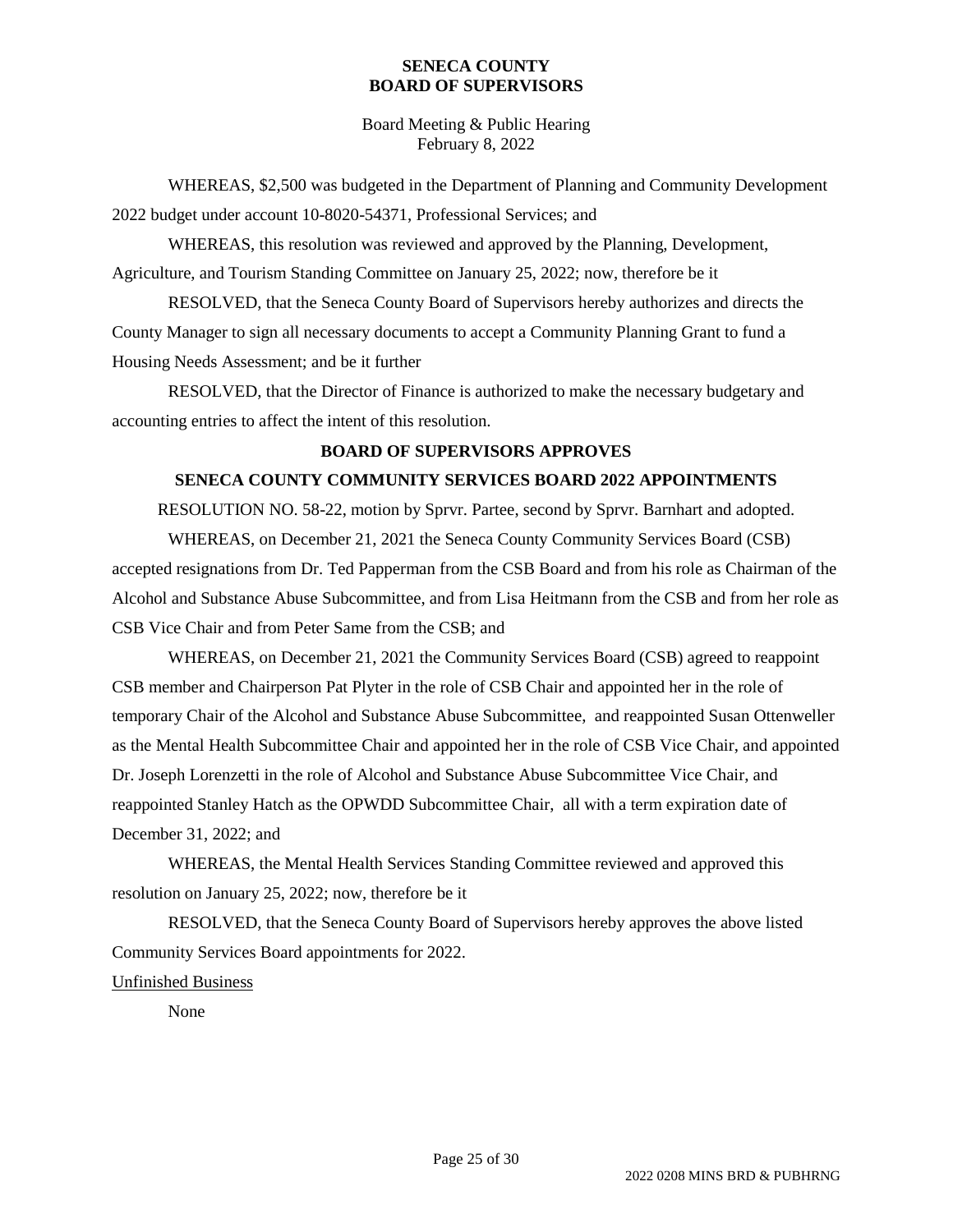WHEREAS, $2,500 was budgeted in the Department of Planning and Community Development 2022 budget under account 10-8020-54371, Professional Services; and

WHEREAS, this resolution was reviewed and approved by the Planning, Development, Agriculture, and Tourism Standing Committee on January 25, 2022; now, therefore be it

RESOLVED, that the Seneca County Board of Supervisors hereby authorizes and directs the County Manager to sign all necessary documents to accept a Community Planning Grant to fund a Housing Needs Assessment; and be it further

RESOLVED, that the Director of Finance is authorized to make the necessary budgetary and accounting entries to affect the intent of this resolution.

**BOARD OF SUPERVISORS APPROVES**

**SENECA COUNTY COMMUNITY SERVICES BOARD 2022 APPOINTMENTS**

RESOLUTION NO. 58-22, motion by Sprvr. Partee, second by Sprvr. Barnhart and adopted.

WHEREAS, on December 21, 2021 the Seneca County Community Services Board (CSB) accepted resignations from Dr. Ted Papperman from the CSB Board and from his role as Chairman of the Alcohol and Substance Abuse Subcommittee, and from Lisa Heitmann from the CSB and from her role as CSB Vice Chair and from Peter Same from the CSB; and

WHEREAS, on December 21, 2021 the Community Services Board (CSB) agreed to reappoint CSB member and Chairperson Pat Plyter in the role of CSB Chair and appointed her in the role of temporary Chair of the Alcohol and Substance Abuse Subcommittee, and reappointed Susan Ottenweller as the Mental Health Subcommittee Chair and appointed her in the role of CSB Vice Chair, and appointed Dr. Joseph Lorenzetti in the role of Alcohol and Substance Abuse Subcommittee Vice Chair, and reappointed Stanley Hatch as the OPWDD Subcommittee Chair, all with a term expiration date of December 31, 2022; and

WHEREAS, the Mental Health Services Standing Committee reviewed and approved this resolution on January 25, 2022; now, therefore be it

RESOLVED, that the Seneca County Board of Supervisors hereby approves the above listed Community Services Board appointments for 2022.

Unfinished Business

None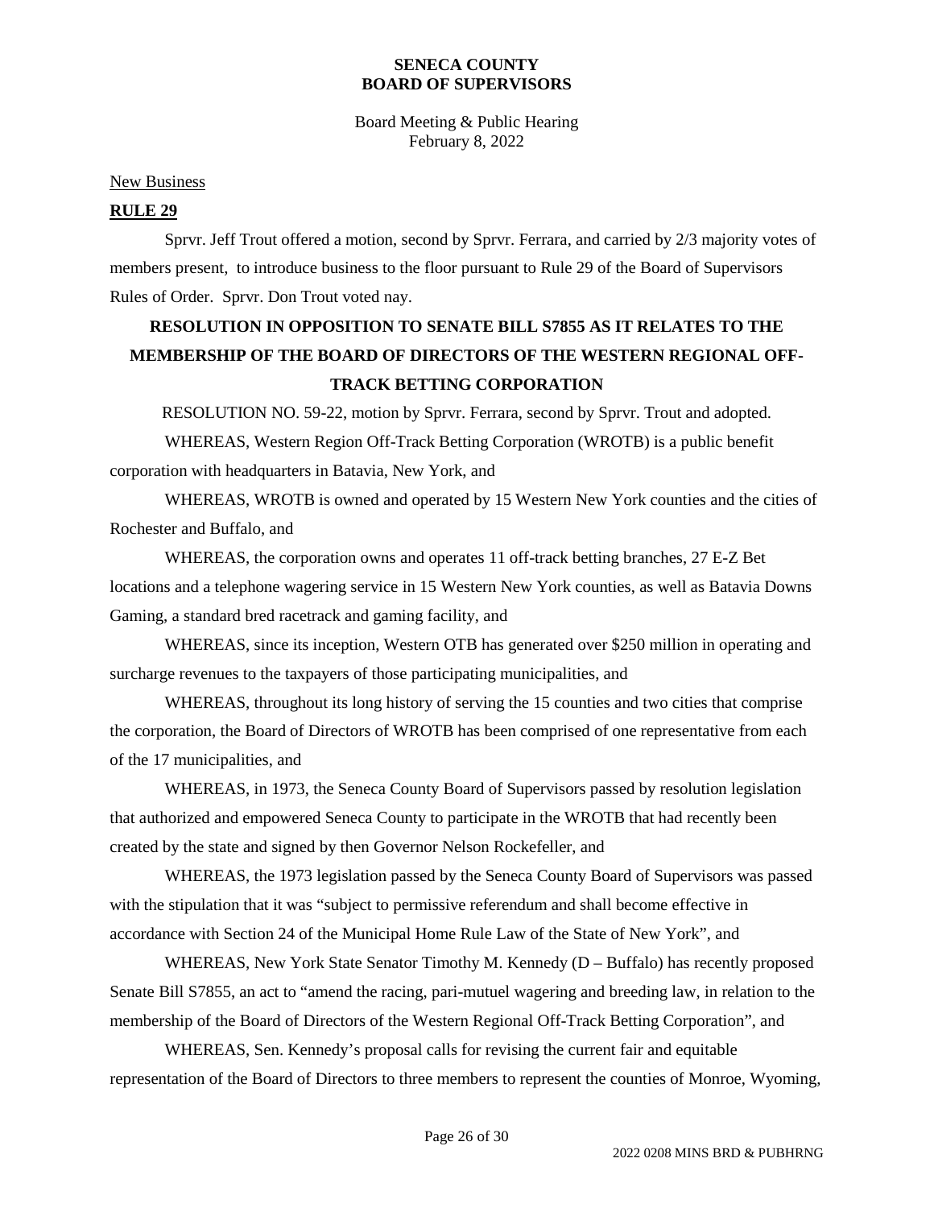# SENECA COUNTY
# BOARD OF SUPERVISORS

Board Meeting & Public Hearing
February 8, 2022

New Business

**RULE 29**

Sprvr. Jeff Trout offered a motion, second by Sprvr. Ferrara, and carried by 2/3 majority votes of members present, to introduce business to the floor pursuant to Rule 29 of the Board of Supervisors Rules of Order. Sprvr. Don Trout voted nay.

**RESOLUTION IN OPPOSITION TO SENATE BILL S7855 AS IT RELATES TO THE MEMBERSHIP OF THE BOARD OF DIRECTORS OF THE WESTERN REGIONAL OFF-TRACK BETTING CORPORATION**

RESOLUTION NO. 59-22, motion by Sprvr. Ferrara, second by Sprvr. Trout and adopted.

WHEREAS, Western Region Off-Track Betting Corporation (WROTB) is a public benefit corporation with headquarters in Batavia, New York, and

WHEREAS, WROTB is owned and operated by 15 Western New York counties and the cities of Rochester and Buffalo, and

WHEREAS, the corporation owns and operates 11 off-track betting branches, 27 E-Z Bet locations and a telephone wagering service in 15 Western New York counties, as well as Batavia Downs Gaming, a standard bred racetrack and gaming facility, and

WHEREAS, since its inception, Western OTB has generated over $250 million in operating and surcharge revenues to the taxpayers of those participating municipalities, and

WHEREAS, throughout its long history of serving the 15 counties and two cities that comprise the corporation, the Board of Directors of WROTB has been comprised of one representative from each of the 17 municipalities, and

WHEREAS, in 1973, the Seneca County Board of Supervisors passed by resolution legislation that authorized and empowered Seneca County to participate in the WROTB that had recently been created by the state and signed by then Governor Nelson Rockefeller, and

WHEREAS, the 1973 legislation passed by the Seneca County Board of Supervisors was passed with the stipulation that it was "subject to permissive referendum and shall become effective in accordance with Section 24 of the Municipal Home Rule Law of the State of New York", and

WHEREAS, New York State Senator Timothy M. Kennedy (D – Buffalo) has recently proposed Senate Bill S7855, an act to "amend the racing, pari-mutuel wagering and breeding law, in relation to the membership of the Board of Directors of the Western Regional Off-Track Betting Corporation", and

WHEREAS, Sen. Kennedy's proposal calls for revising the current fair and equitable representation of the Board of Directors to three members to represent the counties of Monroe, Wyoming,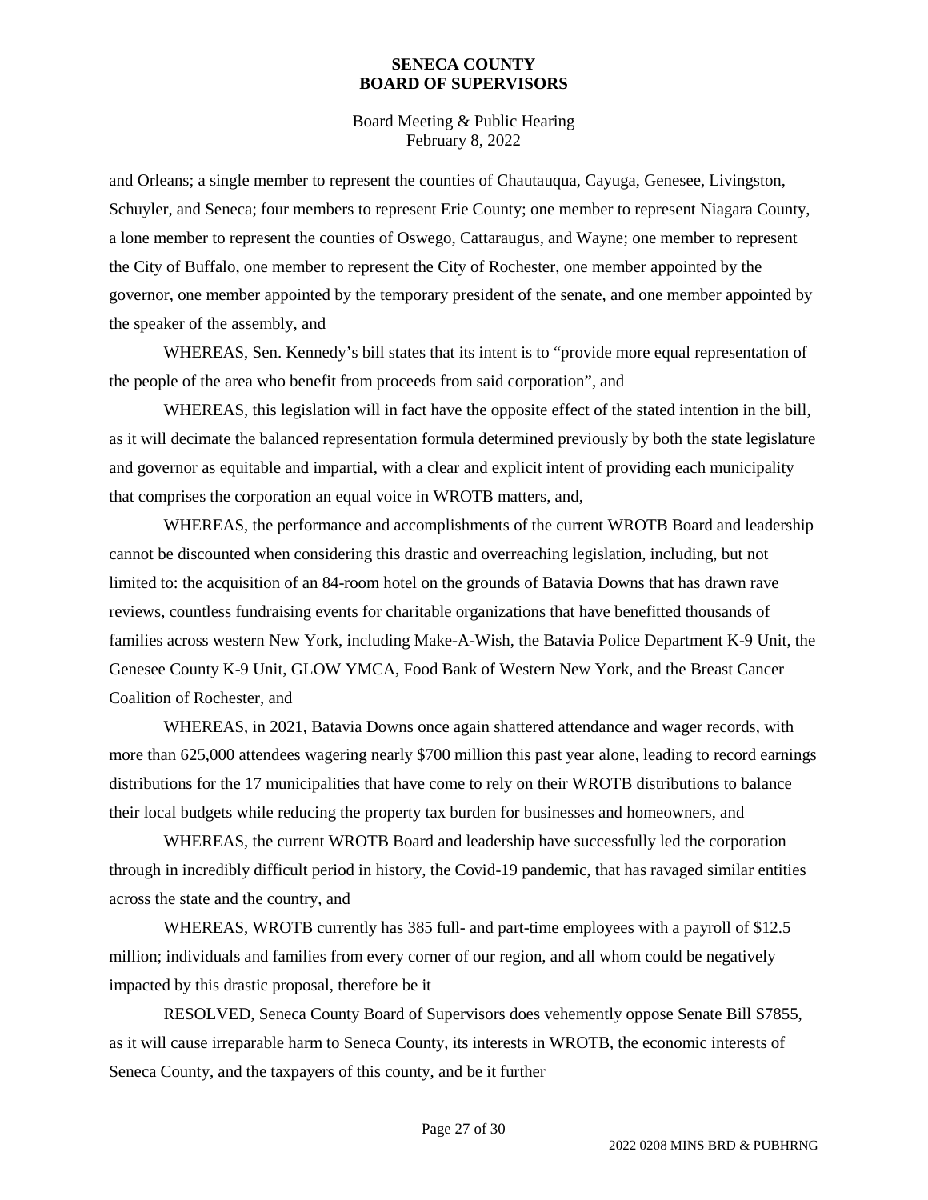and Orleans; a single member to represent the counties of Chautauqua, Cayuga, Genesee, Livingston, Schuyler, and Seneca; four members to represent Erie County; one member to represent Niagara County, a lone member to represent the counties of Oswego, Cattaraugus, and Wayne; one member to represent the City of Buffalo, one member to represent the City of Rochester, one member appointed by the governor, one member appointed by the temporary president of the senate, and one member appointed by the speaker of the assembly, and

WHEREAS, Sen. Kennedy's bill states that its intent is to "provide more equal representation of the people of the area who benefit from proceeds from said corporation", and

WHEREAS, this legislation will in fact have the opposite effect of the stated intention in the bill, as it will decimate the balanced representation formula determined previously by both the state legislature and governor as equitable and impartial, with a clear and explicit intent of providing each municipality that comprises the corporation an equal voice in WROTB matters, and,

WHEREAS, the performance and accomplishments of the current WROTB Board and leadership cannot be discounted when considering this drastic and overreaching legislation, including, but not limited to: the acquisition of an 84-room hotel on the grounds of Batavia Downs that has drawn rave reviews, countless fundraising events for charitable organizations that have benefitted thousands of families across western New York, including Make-A-Wish, the Batavia Police Department K-9 Unit, the Genesee County K-9 Unit, GLOW YMCA, Food Bank of Western New York, and the Breast Cancer Coalition of Rochester, and

WHEREAS, in 2021, Batavia Downs once again shattered attendance and wager records, with more than 625,000 attendees wagering nearly $700 million this past year alone, leading to record earnings distributions for the 17 municipalities that have come to rely on their WROTB distributions to balance their local budgets while reducing the property tax burden for businesses and homeowners, and

WHEREAS, the current WROTB Board and leadership have successfully led the corporation through in incredibly difficult period in history, the Covid-19 pandemic, that has ravaged similar entities across the state and the country, and

WHEREAS, WROTB currently has 385 full- and part-time employees with a payroll of $12.5 million; individuals and families from every corner of our region, and all whom could be negatively impacted by this drastic proposal, therefore be it

RESOLVED, Seneca County Board of Supervisors does vehemently oppose Senate Bill S7855, as it will cause irreparable harm to Seneca County, its interests in WROTB, the economic interests of Seneca County, and the taxpayers of this county, and be it further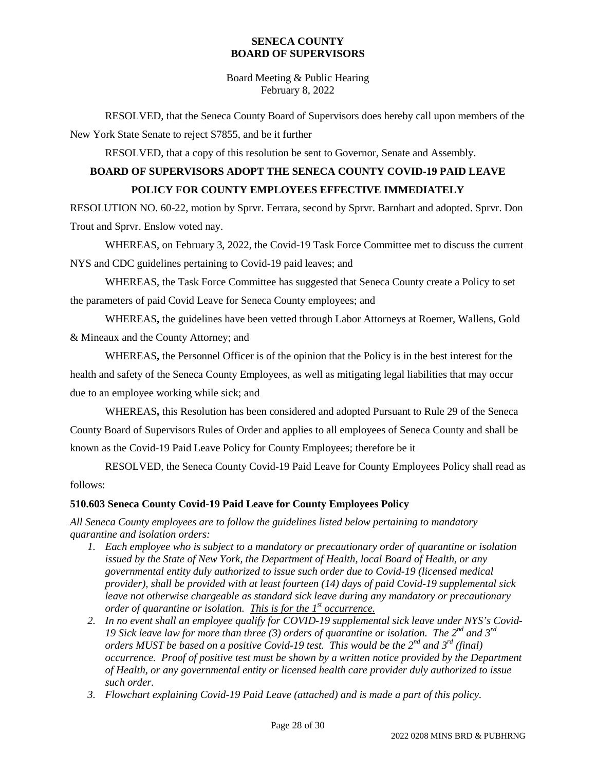RESOLVED, that the Seneca County Board of Supervisors does hereby call upon members of the New York State Senate to reject S7855, and be it further

RESOLVED, that a copy of this resolution be sent to Governor, Senate and Assembly.

## BOARD OF SUPERVISORS ADOPT THE SENECA COUNTY COVID-19 PAID LEAVE POLICY FOR COUNTY EMPLOYEES EFFECTIVE IMMEDIATELY

RESOLUTION NO. 60-22, motion by Sprvr. Ferrara, second by Sprvr. Barnhart and adopted. Sprvr. Don Trout and Sprvr. Enslow voted nay.

WHEREAS, on February 3, 2022, the Covid-19 Task Force Committee met to discuss the current NYS and CDC guidelines pertaining to Covid-19 paid leaves; and

WHEREAS, the Task Force Committee has suggested that Seneca County create a Policy to set the parameters of paid Covid Leave for Seneca County employees; and

WHEREAS**,** the guidelines have been vetted through Labor Attorneys at Roemer, Wallens, Gold & Mineaux and the County Attorney; and

WHEREAS**,** the Personnel Officer is of the opinion that the Policy is in the best interest for the health and safety of the Seneca County Employees, as well as mitigating legal liabilities that may occur due to an employee working while sick; and

WHEREAS**,** this Resolution has been considered and adopted Pursuant to Rule 29 of the Seneca County Board of Supervisors Rules of Order and applies to all employees of Seneca County and shall be known as the Covid-19 Paid Leave Policy for County Employees; therefore be it

RESOLVED, the Seneca County Covid-19 Paid Leave for County Employees Policy shall read as follows:

### 510.603 Seneca County Covid-19 Paid Leave for County Employees Policy

*All Seneca County employees are to follow the guidelines listed below pertaining to mandatory quarantine and isolation orders:*

1. *Each employee who is subject to a mandatory or precautionary order of quarantine or isolation issued by the State of New York, the Department of Health, local Board of Health, or any governmental entity duly authorized to issue such order due to Covid-19 (licensed medical provider), shall be provided with at least fourteen (14) days of paid Covid-19 supplemental sick leave not otherwise chargeable as standard sick leave during any mandatory or precautionary order of quarantine or isolation. <u>This is for the 1st occurrence.</u>*
2. *In no event shall an employee qualify for COVID-19 supplemental sick leave under NYS's Covid-19 Sick leave law for more than three (3) orders of quarantine or isolation. The 2nd and 3rd orders MUST be based on a positive Covid-19 test. This would be the 2nd and 3rd (final) occurrence. Proof of positive test must be shown by a written notice provided by the Department of Health, or any governmental entity or licensed health care provider duly authorized to issue such order.*
3. *Flowchart explaining Covid-19 Paid Leave (attached) and is made a part of this policy.*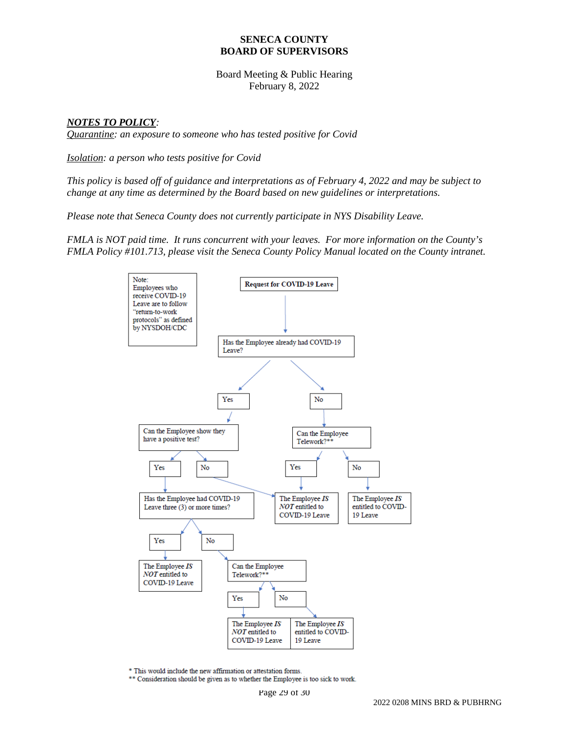**SENECA COUNTY**
**BOARD OF SUPERVISORS**

Board Meeting & Public Hearing
February 8, 2022

***NOTES TO POLICY***:
*Quarantine: an exposure to someone who has tested positive for Covid*

*Isolation: a person who tests positive for Covid*

*This policy is based off of guidance and interpretations as of February 4, 2022 and may be subject to change at any time as determined by the Board based on new guidelines or interpretations.*

*Please note that Seneca County does not currently participate in NYS Disability Leave.*

*FMLA is NOT paid time. It runs concurrent with your leaves. For more information on the County's FMLA Policy #101.713, please visit the Seneca County Policy Manual located on the County intranet.*

Note: Employees who receive COVID-19 Leave are to follow "return-to-work protocols" as defined by NYSDOH/CDC

**Request for COVID-19 Leave**

- Has the Employee already had COVID-19 Leave?
  - Yes → Can the Employee show they have a positive test?
    - Yes → Has the Employee had COVID-19 Leave three (3) or more times?
      - Yes → The Employee *IS NOT* entitled to COVID-19 Leave
      - No → Can the Employee Telework?**
        - Yes → The Employee *IS NOT* entitled to COVID-19 Leave
        - No → The Employee *IS* entitled to COVID-19 Leave
    - No → The Employee *IS NOT* entitled to COVID-19 Leave
  - No → Can the Employee Telework?**
    - Yes → The Employee *IS NOT* entitled to COVID-19 Leave
    - No → The Employee *IS* entitled to COVID-19 Leave

\* This would include the new affirmation or attestation forms.
\*\* Consideration should be given as to whether the Employee is too sick to work.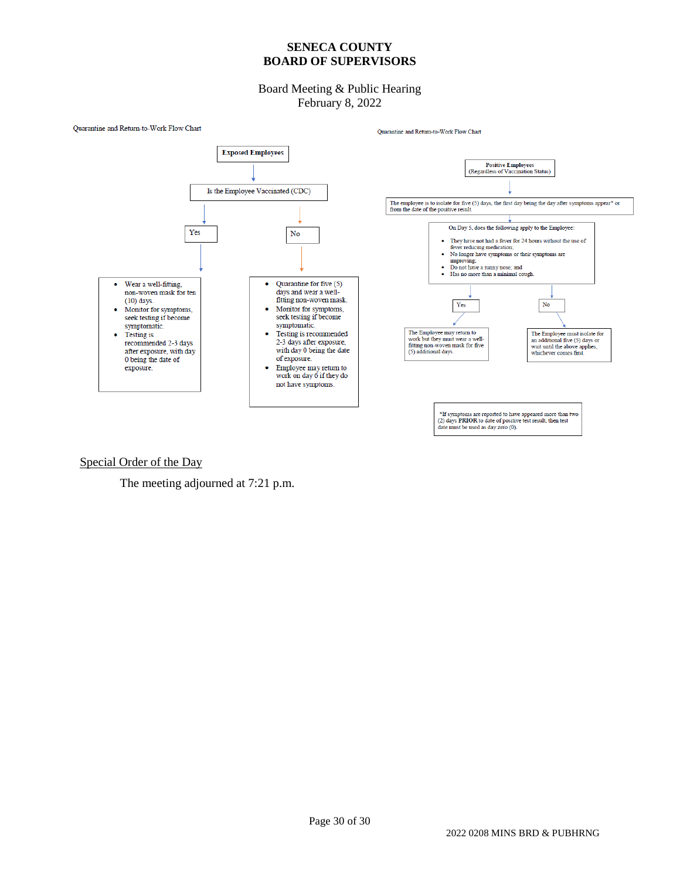Quarantine and Return-to-Work Flow Chart

**Exposed Employees**

Is the Employee Vaccinated (CDC)

Yes

- Wear a well-fitting, non-woven mask for ten (10) days.
- Monitor for symptoms, seek testing if become symptomatic.
- Testing is recommended 2-3 days after exposure, with day 0 being the date of exposure.

No

- Quarantine for five (5) days and wear a well-fitting non-woven mask.
- Monitor for symptoms, seek testing if become symptomatic.
- Testing is recommended 2-3 days after exposure, with day 0 being the date of exposure.
- Employee may return to work on day 6 if they do not have symptoms.

Quarantine and Return-to-Work Flow Chart

Positive Employees
(Regardless of Vaccination Status)

The employee is to isolate for five (5) days, the first day being the day after symptoms appear* or from the date of the positive result.

On Day 5, does the following apply to the Employee:

- They have not had a fever for 24 hours without the use of fever reducing medication;
- No longer have symptoms or their symptoms are improving;
- Do not have a runny nose; and
- Has no more than a minimal cough.

Yes

The Employee may return to work but they must wear a well-fitting non-woven mask for five (5) additional days.

No

The Employee must isolate for an additional five (5) days or wait until the above applies, whichever comes first.

*If symptoms are reported to have appeared more than two (2) days **PRIOR** to date of positive test result, then test date must be used as day zero (0).

## Special Order of the Day

The meeting adjourned at 7:21 p.m.